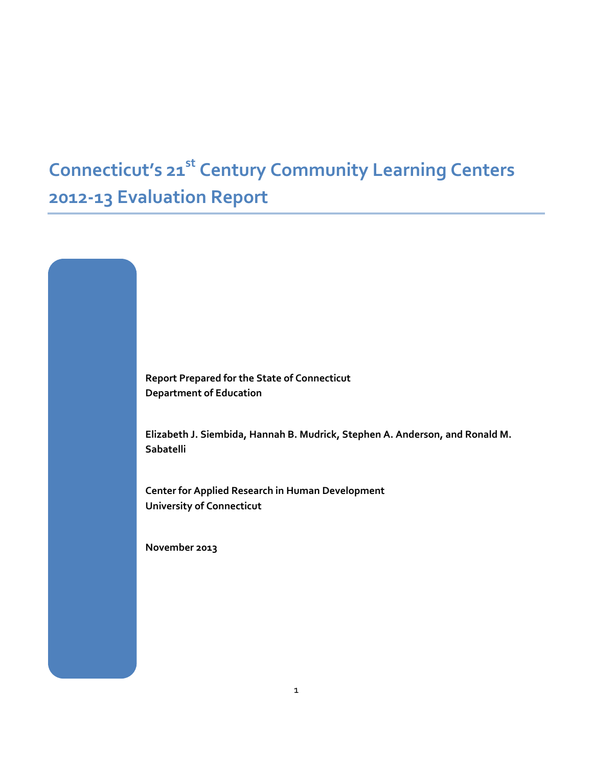# Connecticut's 21st Century Community Learning Centers 2012-13 Evaluation Report

**Report Prepared for the State of Connecticut Department of Education**

**Elizabeth J. Siembida, Hannah B. Mudrick, Stephen A. Anderson, and Ronald M. Sabatelli**

**Center for Applied Research in Human Development University of Connecticut**

**November 2013**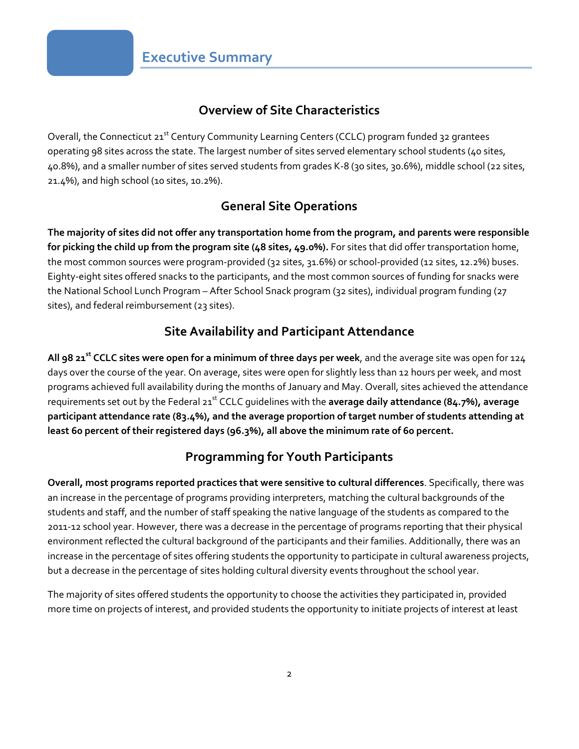# Executive Summary

## Overview of Site Characteristics

Overall, the Connecticut 21st Century Community Learning Centers (CCLC) program funded 32 grantees operating 98 sites across the state. The largest number of sites served elementary school students (40 sites, 40.8%), and a smaller number of sites served students from grades K-8 (30 sites, 30.6%), middle school (22 sites, 21.4%), and high school (10 sites, 10.2%).

## General Site Operations

**The majority of sites did not offer any transportation home from the program, and parents were responsible for picking the child up from the program site (48 sites, 49.0%).** For sites that did offer transportation home, the most common sources were program-provided (32 sites, 31.6%) or school-provided (12 sites, 12.2%) buses. Eighty-eight sites offered snacks to the participants, and the most common sources of funding for snacks were the National School Lunch Program – After School Snack program (32 sites), individual program funding (27 sites), and federal reimbursement (23 sites).

## Site Availability and Participant Attendance

**All 98 21st CCLC sites were open for a minimum of three days per week**, and the average site was open for 124 days over the course of the year. On average, sites were open for slightly less than 12 hours per week, and most programs achieved full availability during the months of January and May. Overall, sites achieved the attendance requirements set out by the Federal 21st CCLC guidelines with the **average daily attendance (84.7%), average participant attendance rate (83.4%), and the average proportion of target number of students attending at least 60 percent of their registered days (96.3%), all above the minimum rate of 60 percent.**

## Programming for Youth Participants

**Overall, most programs reported practices that were sensitive to cultural differences**. Specifically, there was an increase in the percentage of programs providing interpreters, matching the cultural backgrounds of the students and staff, and the number of staff speaking the native language of the students as compared to the 2011-12 school year. However, there was a decrease in the percentage of programs reporting that their physical environment reflected the cultural background of the participants and their families. Additionally, there was an increase in the percentage of sites offering students the opportunity to participate in cultural awareness projects, but a decrease in the percentage of sites holding cultural diversity events throughout the school year.

The majority of sites offered students the opportunity to choose the activities they participated in, provided more time on projects of interest, and provided students the opportunity to initiate projects of interest at least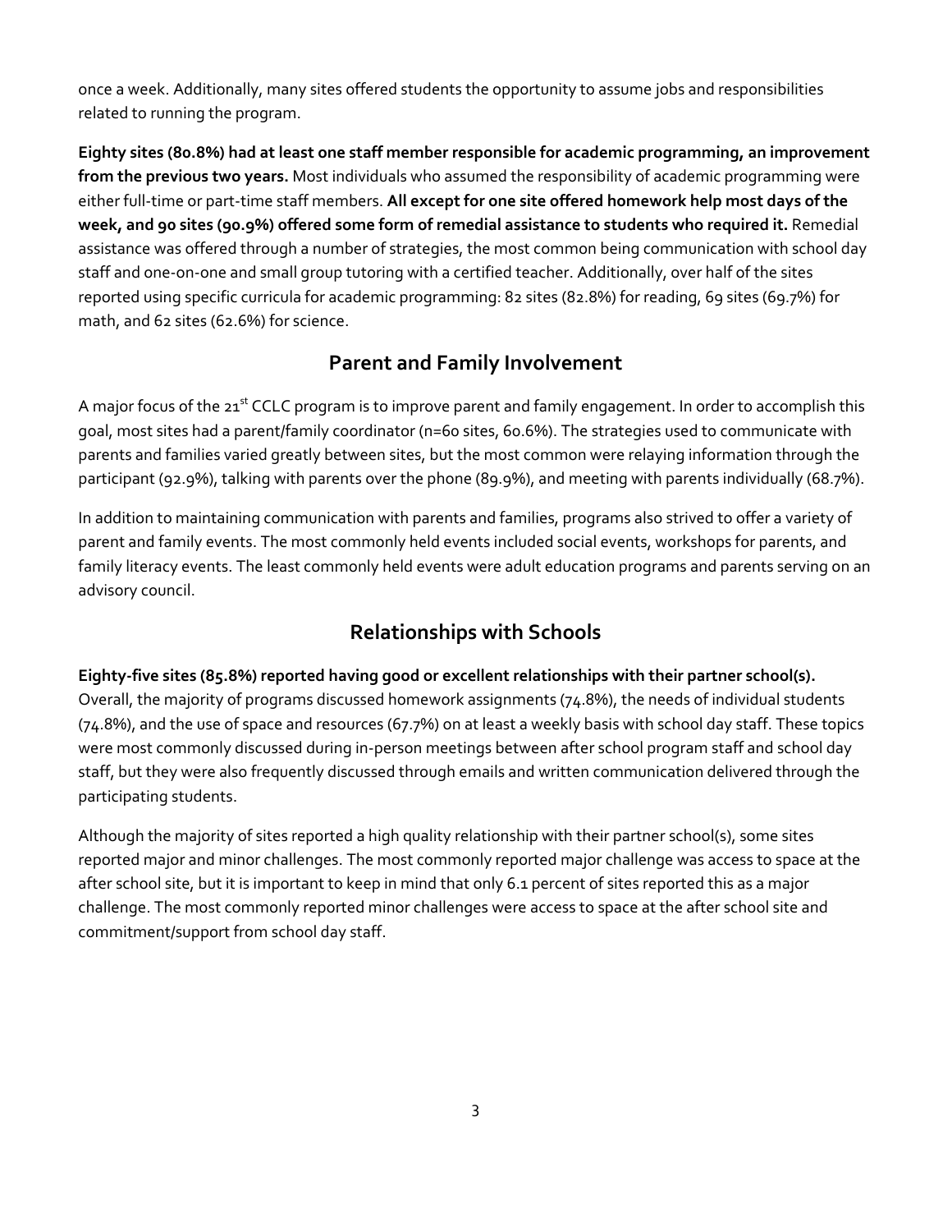once a week. Additionally, many sites offered students the opportunity to assume jobs and responsibilities related to running the program.

**Eighty sites (80.8%) had at least one staff member responsible for academic programming, an improvement from the previous two years.** Most individuals who assumed the responsibility of academic programming were either full-time or part-time staff members. **All except for one site offered homework help most days of the week, and 90 sites (90.9%) offered some form of remedial assistance to students who required it.** Remedial assistance was offered through a number of strategies, the most common being communication with school day staff and one-on-one and small group tutoring with a certified teacher. Additionally, over half of the sites reported using specific curricula for academic programming: 82 sites (82.8%) for reading, 69 sites (69.7%) for math, and 62 sites (62.6%) for science.

## Parent and Family Involvement

A major focus of the 21st CCLC program is to improve parent and family engagement. In order to accomplish this goal, most sites had a parent/family coordinator (n=60 sites, 60.6%). The strategies used to communicate with parents and families varied greatly between sites, but the most common were relaying information through the participant (92.9%), talking with parents over the phone (89.9%), and meeting with parents individually (68.7%).

In addition to maintaining communication with parents and families, programs also strived to offer a variety of parent and family events. The most commonly held events included social events, workshops for parents, and family literacy events. The least commonly held events were adult education programs and parents serving on an advisory council.

## Relationships with Schools

**Eighty-five sites (85.8%) reported having good or excellent relationships with their partner school(s).** Overall, the majority of programs discussed homework assignments (74.8%), the needs of individual students (74.8%), and the use of space and resources (67.7%) on at least a weekly basis with school day staff. These topics were most commonly discussed during in-person meetings between after school program staff and school day staff, but they were also frequently discussed through emails and written communication delivered through the participating students.

Although the majority of sites reported a high quality relationship with their partner school(s), some sites reported major and minor challenges. The most commonly reported major challenge was access to space at the after school site, but it is important to keep in mind that only 6.1 percent of sites reported this as a major challenge. The most commonly reported minor challenges were access to space at the after school site and commitment/support from school day staff.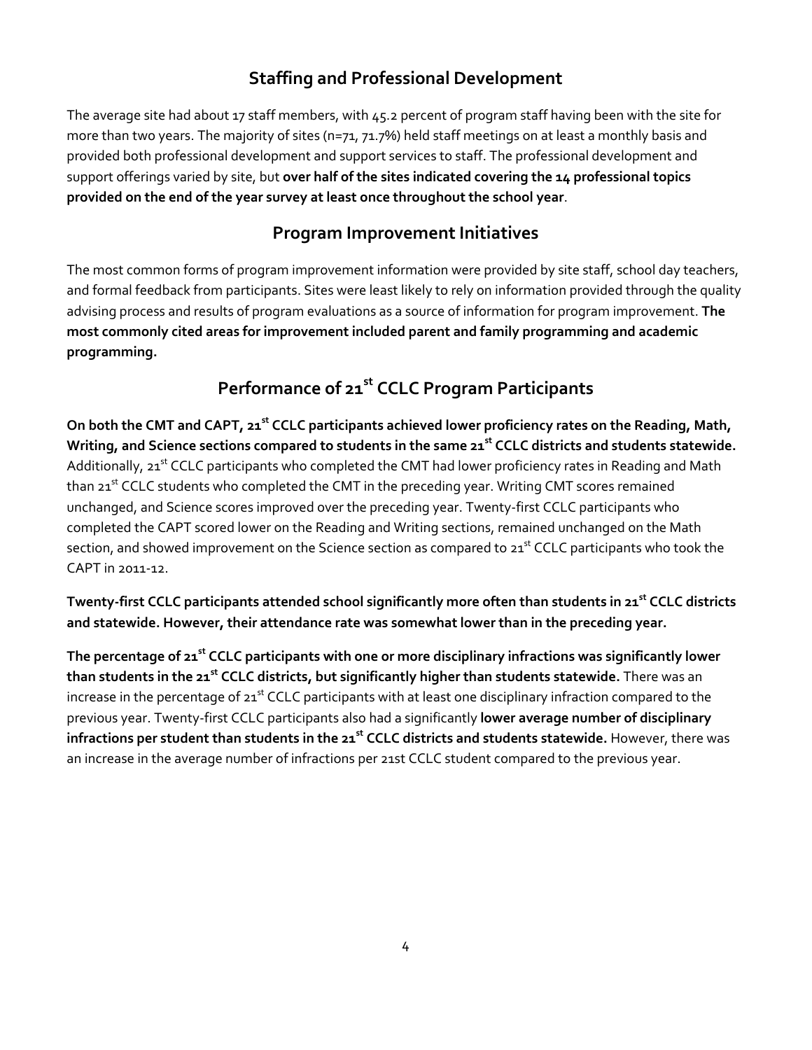## Staffing and Professional Development

The average site had about 17 staff members, with 45.2 percent of program staff having been with the site for more than two years. The majority of sites (n=71, 71.7%) held staff meetings on at least a monthly basis and provided both professional development and support services to staff. The professional development and support offerings varied by site, but **over half of the sites indicated covering the 14 professional topics provided on the end of the year survey at least once throughout the school year**.

## Program Improvement Initiatives

The most common forms of program improvement information were provided by site staff, school day teachers, and formal feedback from participants. Sites were least likely to rely on information provided through the quality advising process and results of program evaluations as a source of information for program improvement. **The most commonly cited areas for improvement included parent and family programming and academic programming.**

## Performance of 21st CCLC Program Participants

**On both the CMT and CAPT, 21st CCLC participants achieved lower proficiency rates on the Reading, Math, Writing, and Science sections compared to students in the same 21st CCLC districts and students statewide.** Additionally, 21st CCLC participants who completed the CMT had lower proficiency rates in Reading and Math than 21st CCLC students who completed the CMT in the preceding year. Writing CMT scores remained unchanged, and Science scores improved over the preceding year. Twenty-first CCLC participants who completed the CAPT scored lower on the Reading and Writing sections, remained unchanged on the Math section, and showed improvement on the Science section as compared to 21st CCLC participants who took the CAPT in 2011-12.

**Twenty-first CCLC participants attended school significantly more often than students in 21st CCLC districts and statewide. However, their attendance rate was somewhat lower than in the preceding year.**

**The percentage of 21st CCLC participants with one or more disciplinary infractions was significantly lower than students in the 21st CCLC districts, but significantly higher than students statewide.** There was an increase in the percentage of 21st CCLC participants with at least one disciplinary infraction compared to the previous year. Twenty-first CCLC participants also had a significantly **lower average number of disciplinary infractions per student than students in the 21st CCLC districts and students statewide.** However, there was an increase in the average number of infractions per 21st CCLC student compared to the previous year.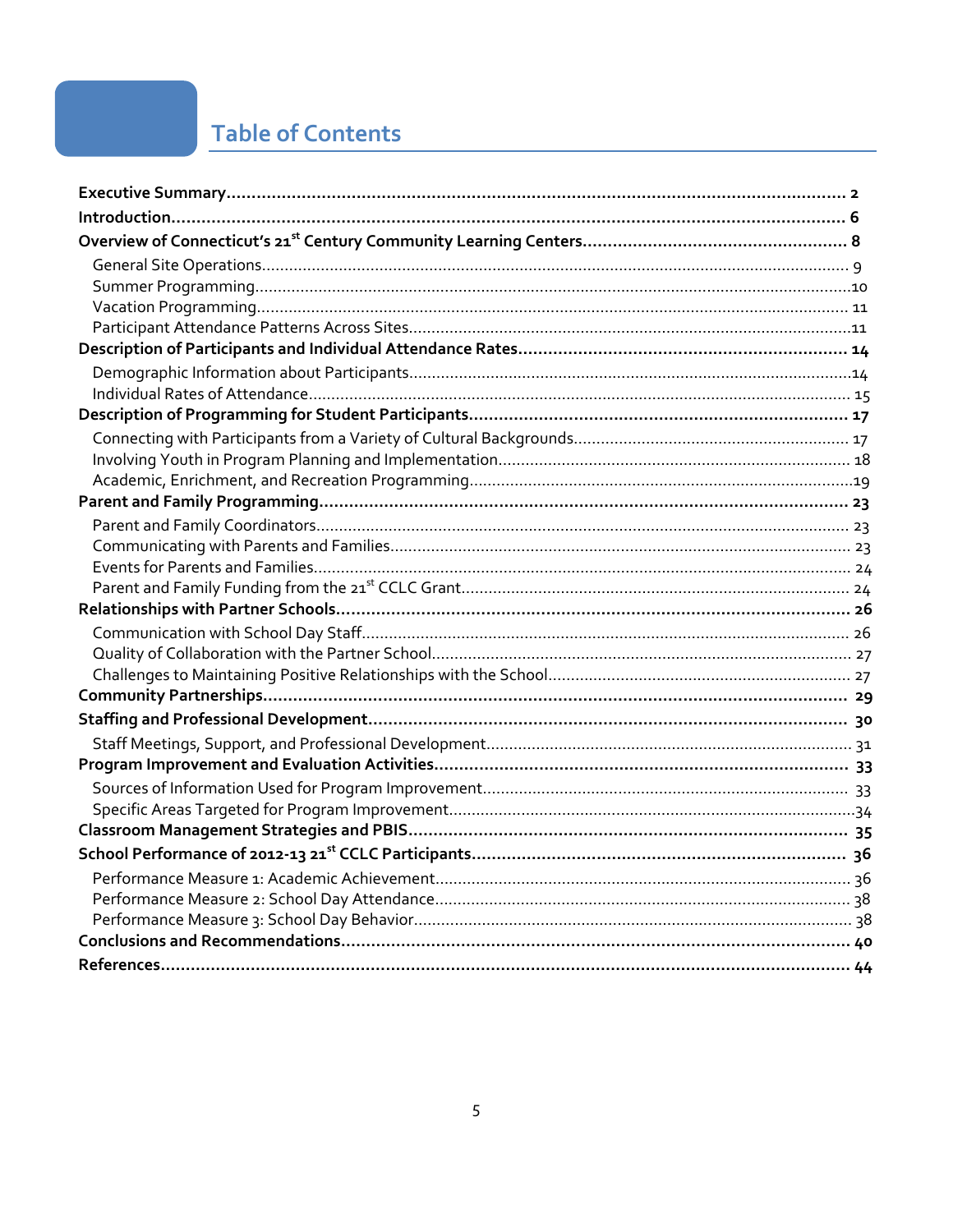# Table of Contents

**Executive Summary** .......... **2**
**Introduction** .......... **6**
**Overview of Connecticut's 21st Century Community Learning Centers** .......... **8**
- General Site Operations .......... 9
- Summer Programming .......... 10
- Vacation Programming .......... 11
- Participant Attendance Patterns Across Sites .......... 11

**Description of Participants and Individual Attendance Rates** .......... **14**
- Demographic Information about Participants .......... 14
- Individual Rates of Attendance .......... 15

**Description of Programming for Student Participants** .......... **17**
- Connecting with Participants from a Variety of Cultural Backgrounds .......... 17
- Involving Youth in Program Planning and Implementation .......... 18
- Academic, Enrichment, and Recreation Programming .......... 19

**Parent and Family Programming** .......... **23**
- Parent and Family Coordinators .......... 23
- Communicating with Parents and Families .......... 23
- Events for Parents and Families .......... 24
- Parent and Family Funding from the 21st CCLC Grant .......... 24

**Relationships with Partner Schools** .......... **26**
- Communication with School Day Staff .......... 26
- Quality of Collaboration with the Partner School .......... 27
- Challenges to Maintaining Positive Relationships with the School .......... 27

**Community Partnerships** .......... **29**
**Staffing and Professional Development** .......... **30**
- Staff Meetings, Support, and Professional Development .......... 31

**Program Improvement and Evaluation Activities** .......... **33**
- Sources of Information Used for Program Improvement .......... 33
- Specific Areas Targeted for Program Improvement .......... 34

**Classroom Management Strategies and PBIS** .......... **35**
**School Performance of 2012-13 21st CCLC Participants** .......... **36**
- Performance Measure 1: Academic Achievement .......... 36
- Performance Measure 2: School Day Attendance .......... 38
- Performance Measure 3: School Day Behavior .......... 38

**Conclusions and Recommendations** .......... **40**
**References** .......... **44**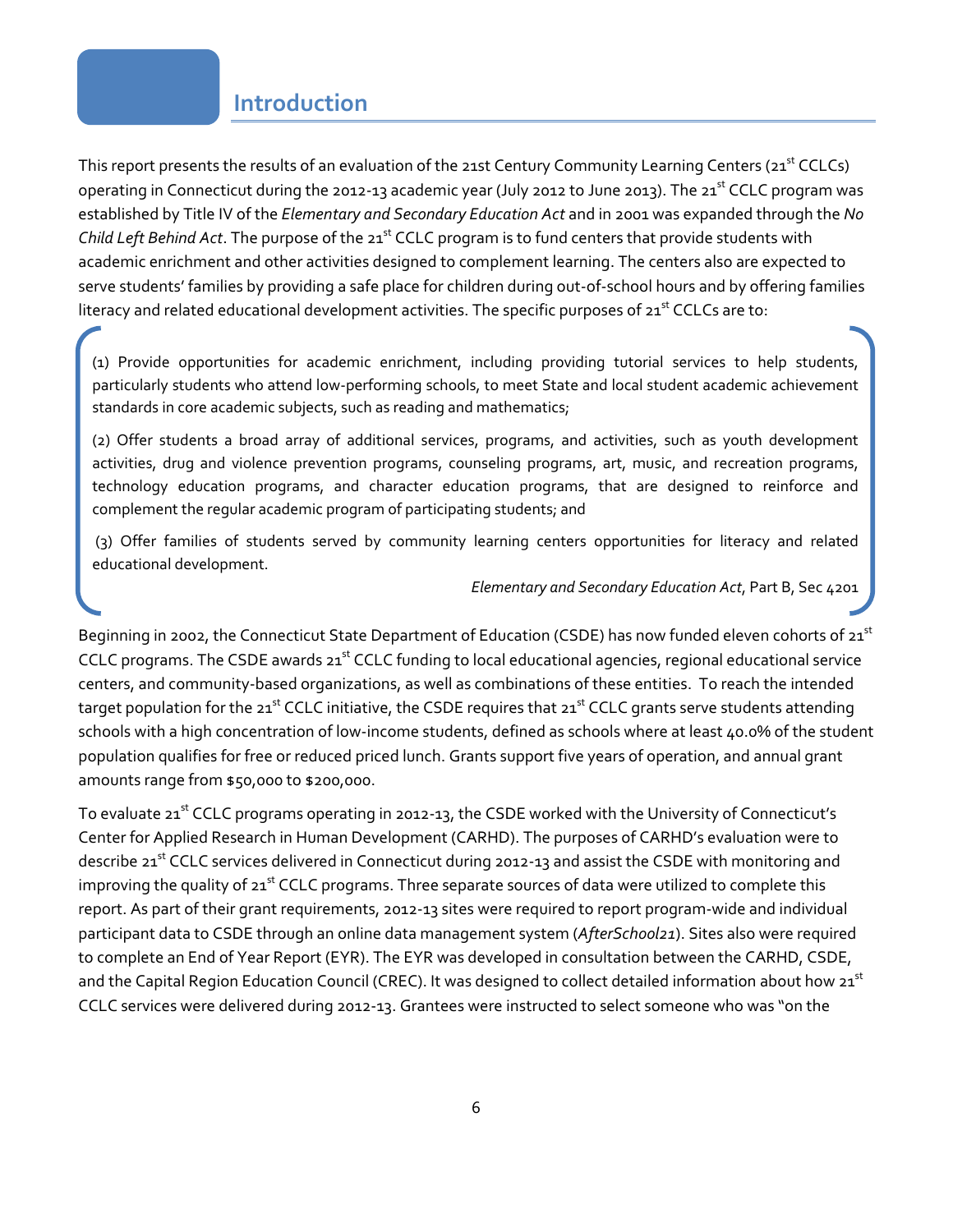# Introduction

This report presents the results of an evaluation of the 21st Century Community Learning Centers (21st CCLCs) operating in Connecticut during the 2012-13 academic year (July 2012 to June 2013). The 21st CCLC program was established by Title IV of the *Elementary and Secondary Education Act* and in 2001 was expanded through the *No Child Left Behind Act*. The purpose of the 21st CCLC program is to fund centers that provide students with academic enrichment and other activities designed to complement learning. The centers also are expected to serve students' families by providing a safe place for children during out-of-school hours and by offering families literacy and related educational development activities. The specific purposes of 21st CCLCs are to:

> (1) Provide opportunities for academic enrichment, including providing tutorial services to help students, particularly students who attend low-performing schools, to meet State and local student academic achievement standards in core academic subjects, such as reading and mathematics;
>
> (2) Offer students a broad array of additional services, programs, and activities, such as youth development activities, drug and violence prevention programs, counseling programs, art, music, and recreation programs, technology education programs, and character education programs, that are designed to reinforce and complement the regular academic program of participating students; and
>
> (3) Offer families of students served by community learning centers opportunities for literacy and related educational development.
>
> *Elementary and Secondary Education Act*, Part B, Sec 4201

Beginning in 2002, the Connecticut State Department of Education (CSDE) has now funded eleven cohorts of 21st CCLC programs. The CSDE awards 21st CCLC funding to local educational agencies, regional educational service centers, and community-based organizations, as well as combinations of these entities. To reach the intended target population for the 21st CCLC initiative, the CSDE requires that 21st CCLC grants serve students attending schools with a high concentration of low-income students, defined as schools where at least 40.0% of the student population qualifies for free or reduced priced lunch. Grants support five years of operation, and annual grant amounts range from $50,000 to $200,000.

To evaluate 21st CCLC programs operating in 2012-13, the CSDE worked with the University of Connecticut's Center for Applied Research in Human Development (CARHD). The purposes of CARHD's evaluation were to describe 21st CCLC services delivered in Connecticut during 2012-13 and assist the CSDE with monitoring and improving the quality of 21st CCLC programs. Three separate sources of data were utilized to complete this report. As part of their grant requirements, 2012-13 sites were required to report program-wide and individual participant data to CSDE through an online data management system (*AfterSchool21*). Sites also were required to complete an End of Year Report (EYR). The EYR was developed in consultation between the CARHD, CSDE, and the Capital Region Education Council (CREC). It was designed to collect detailed information about how 21st CCLC services were delivered during 2012-13. Grantees were instructed to select someone who was "on the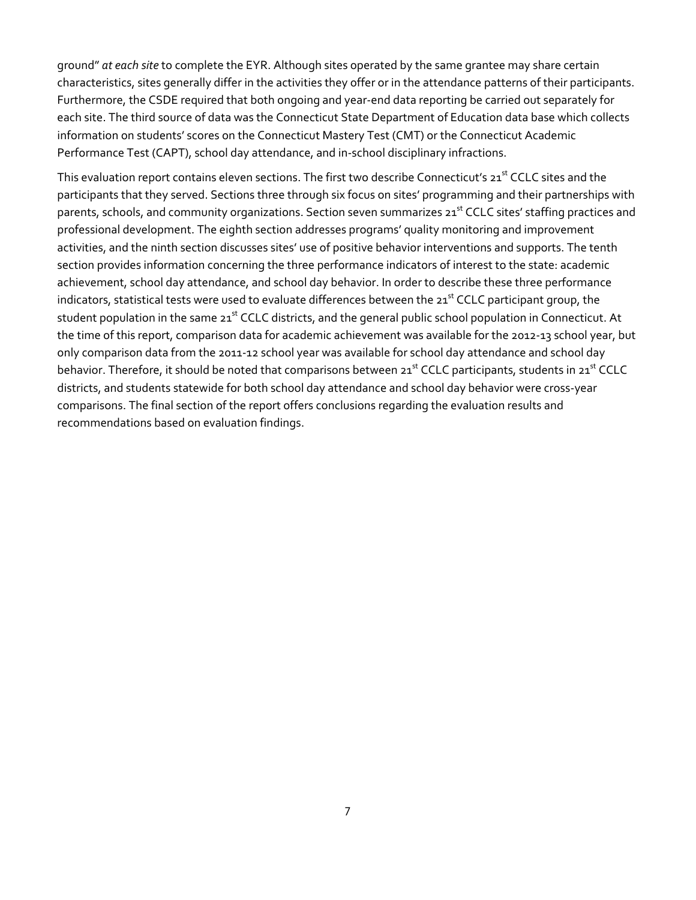ground" *at each site* to complete the EYR. Although sites operated by the same grantee may share certain characteristics, sites generally differ in the activities they offer or in the attendance patterns of their participants. Furthermore, the CSDE required that both ongoing and year-end data reporting be carried out separately for each site. The third source of data was the Connecticut State Department of Education data base which collects information on students' scores on the Connecticut Mastery Test (CMT) or the Connecticut Academic Performance Test (CAPT), school day attendance, and in-school disciplinary infractions.

This evaluation report contains eleven sections. The first two describe Connecticut's 21st CCLC sites and the participants that they served. Sections three through six focus on sites' programming and their partnerships with parents, schools, and community organizations. Section seven summarizes 21st CCLC sites' staffing practices and professional development. The eighth section addresses programs' quality monitoring and improvement activities, and the ninth section discusses sites' use of positive behavior interventions and supports. The tenth section provides information concerning the three performance indicators of interest to the state: academic achievement, school day attendance, and school day behavior. In order to describe these three performance indicators, statistical tests were used to evaluate differences between the 21st CCLC participant group, the student population in the same 21st CCLC districts, and the general public school population in Connecticut. At the time of this report, comparison data for academic achievement was available for the 2012-13 school year, but only comparison data from the 2011-12 school year was available for school day attendance and school day behavior. Therefore, it should be noted that comparisons between 21st CCLC participants, students in 21st CCLC districts, and students statewide for both school day attendance and school day behavior were cross-year comparisons. The final section of the report offers conclusions regarding the evaluation results and recommendations based on evaluation findings.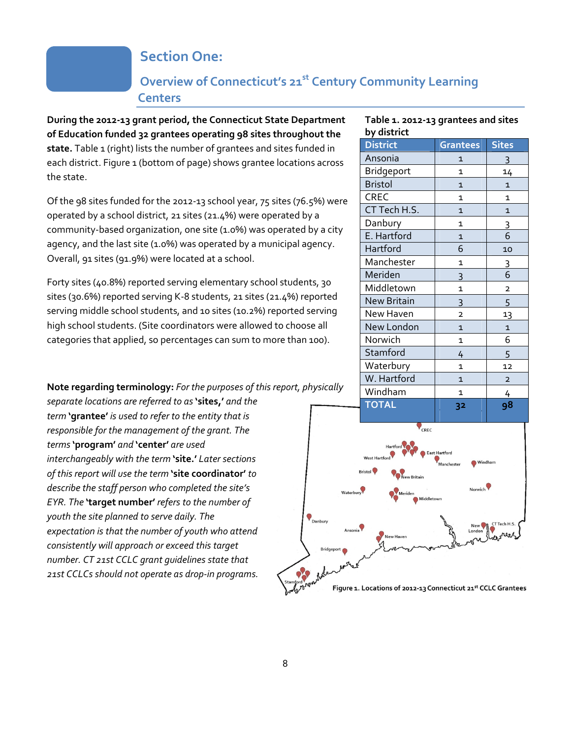# Section One:

## Overview of Connecticut's 21st Century Community Learning Centers

**During the 2012-13 grant period, the Connecticut State Department of Education funded 32 grantees operating 98 sites throughout the state.** Table 1 (right) lists the number of grantees and sites funded in each district. Figure 1 (bottom of page) shows grantee locations across the state.

Of the 98 sites funded for the 2012-13 school year, 75 sites (76.5%) were operated by a school district, 21 sites (21.4%) were operated by a community-based organization, one site (1.0%) was operated by a city agency, and the last site (1.0%) was operated by a municipal agency. Overall, 91 sites (91.9%) were located at a school.

Forty sites (40.8%) reported serving elementary school students, 30 sites (30.6%) reported serving K-8 students, 21 sites (21.4%) reported serving middle school students, and 10 sites (10.2%) reported serving high school students. (Site coordinators were allowed to choose all categories that applied, so percentages can sum to more than 100).

**Table 1. 2012-13 grantees and sites by district**

| District | Grantees | Sites |
|---|---|---|
| Ansonia | 1 | 3 |
| Bridgeport | 1 | 14 |
| Bristol | 1 | 1 |
| CREC | 1 | 1 |
| CT Tech H.S. | 1 | 1 |
| Danbury | 1 | 3 |
| E. Hartford | 1 | 6 |
| Hartford | 6 | 10 |
| Manchester | 1 | 3 |
| Meriden | 3 | 6 |
| Middletown | 1 | 2 |
| New Britain | 3 | 5 |
| New Haven | 2 | 13 |
| New London | 1 | 1 |
| Norwich | 1 | 6 |
| Stamford | 4 | 5 |
| Waterbury | 1 | 12 |
| W. Hartford | 1 | 2 |
| Windham | 1 | 4 |
| **TOTAL** | **32** | **98** |

**Note regarding terminology:** *For the purposes of this report, physically separate locations are referred to as* **'sites,'** *and the term* **'grantee'** *is used to refer to the entity that is responsible for the management of the grant. The terms* **'program'** *and* **'center'** *are used interchangeably with the term* **'site.'** *Later sections of this report will use the term* **'site coordinator'** *to describe the staff person who completed the site's EYR. The* **'target number'** *refers to the number of youth the site planned to serve daily. The expectation is that the number of youth who attend consistently will approach or exceed this target number. CT 21st CCLC grant guidelines state that 21st CCLCs should not operate as drop-in programs.*

**Figure 1. Locations of 2012-13 Connecticut 21st CCLC Grantees**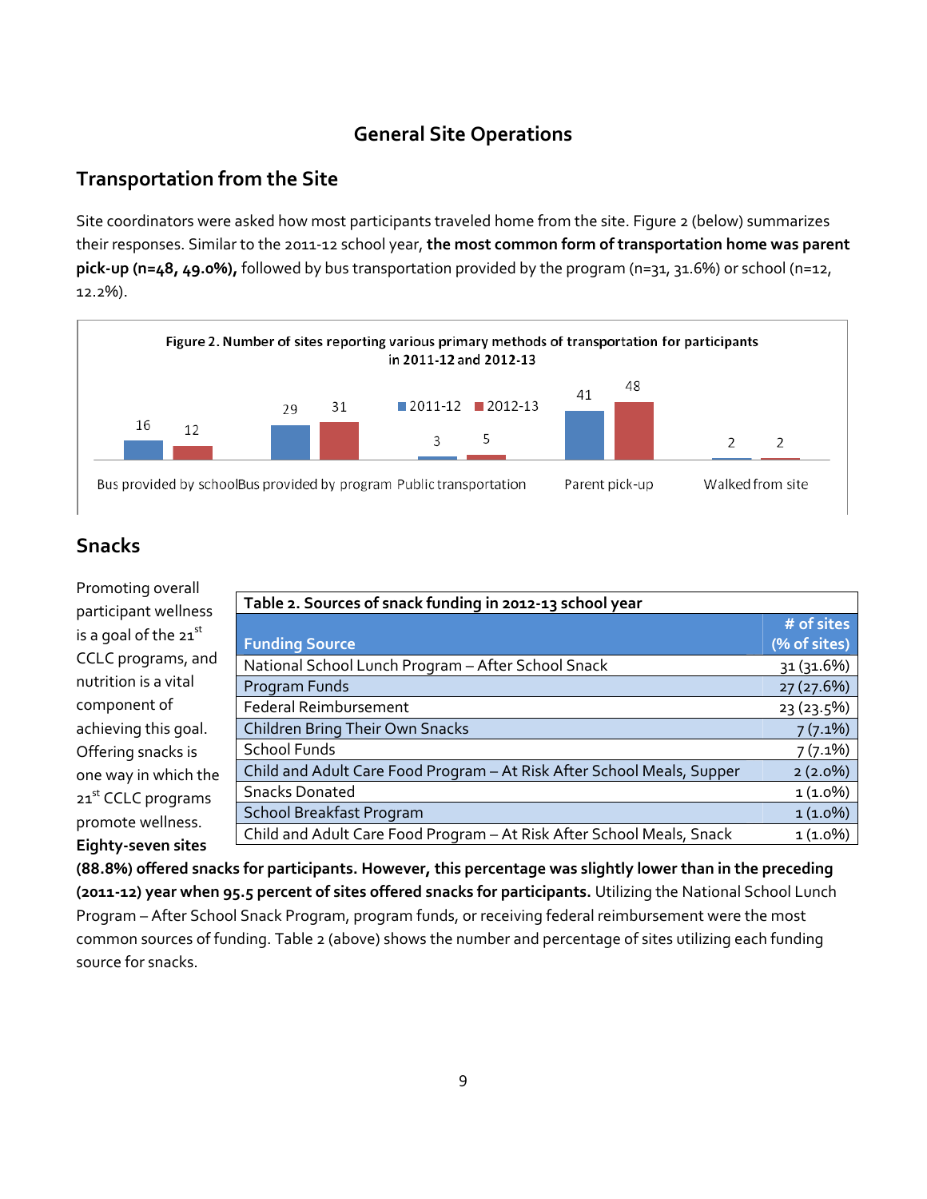## General Site Operations

### Transportation from the Site

Site coordinators were asked how most participants traveled home from the site. Figure 2 (below) summarizes their responses. Similar to the 2011-12 school year, **the most common form of transportation home was parent pick-up (n=48, 49.0%),** followed by bus transportation provided by the program (n=31, 31.6%) or school (n=12, 12.2%).

Figure 2. Number of sites reporting various primary methods of transportation for participants in 2011-12 and 2012-13

| | 2011-12 | 2012-13 |
|---|---|---|
| Bus provided by school | 16 | 12 |
| Bus provided by program | 29 | 31 |
| Public transportation | 3 | 5 |
| Parent pick-up | 41 | 48 |
| Walked from site | 2 | 2 |

### Snacks

Promoting overall participant wellness is a goal of the 21st CCLC programs, and nutrition is a vital component of achieving this goal. Offering snacks is one way in which the 21st CCLC programs promote wellness. **Eighty-seven sites (88.8%) offered snacks for participants. However, this percentage was slightly lower than in the preceding (2011-12) year when 95.5 percent of sites offered snacks for participants.** Utilizing the National School Lunch Program – After School Snack Program, program funds, or receiving federal reimbursement were the most common sources of funding. Table 2 (above) shows the number and percentage of sites utilizing each funding source for snacks.

**Table 2. Sources of snack funding in 2012-13 school year**

| Funding Source | # of sites (% of sites) |
|---|---|
| National School Lunch Program – After School Snack | 31 (31.6%) |
| Program Funds | 27 (27.6%) |
| Federal Reimbursement | 23 (23.5%) |
| Children Bring Their Own Snacks | 7 (7.1%) |
| School Funds | 7 (7.1%) |
| Child and Adult Care Food Program – At Risk After School Meals, Supper | 2 (2.0%) |
| Snacks Donated | 1 (1.0%) |
| School Breakfast Program | 1 (1.0%) |
| Child and Adult Care Food Program – At Risk After School Meals, Snack | 1 (1.0%) |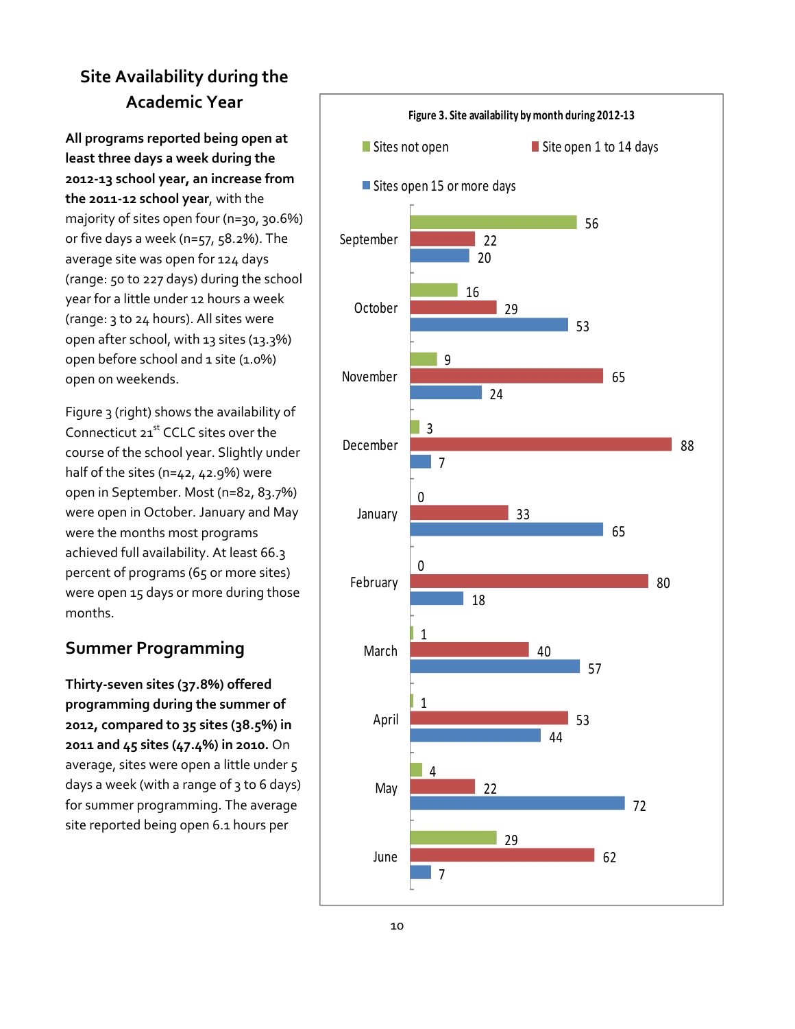## Site Availability during the Academic Year

**All programs reported being open at least three days a week during the 2012-13 school year, an increase from the 2011-12 school year**, with the majority of sites open four (n=30, 30.6%) or five days a week (n=57, 58.2%). The average site was open for 124 days (range: 50 to 227 days) during the school year for a little under 12 hours a week (range: 3 to 24 hours). All sites were open after school, with 13 sites (13.3%) open before school and 1 site (1.0%) open on weekends.

Figure 3 (right) shows the availability of Connecticut 21st CCLC sites over the course of the school year. Slightly under half of the sites (n=42, 42.9%) were open in September. Most (n=82, 83.7%) were open in October. January and May were the months most programs achieved full availability. At least 66.3 percent of programs (65 or more sites) were open 15 days or more during those months.

## Summer Programming

**Thirty-seven sites (37.8%) offered programming during the summer of 2012, compared to 35 sites (38.5%) in 2011 and 45 sites (47.4%) in 2010.** On average, sites were open a little under 5 days a week (with a range of 3 to 6 days) for summer programming. The average site reported being open 6.1 hours per

**Figure 3. Site availability by month during 2012-13**

| Month | Sites not open | Site open 1 to 14 days | Sites open 15 or more days |
|---|---|---|---|
| September | 56 | 22 | 20 |
| October | 16 | 29 | 53 |
| November | 9 | 65 | 24 |
| December | 3 | 88 | 7 |
| January | 0 | 33 | 65 |
| February | 0 | 80 | 18 |
| March | 1 | 40 | 57 |
| April | 1 | 53 | 44 |
| May | 4 | 22 | 72 |
| June | 29 | 62 | 7 |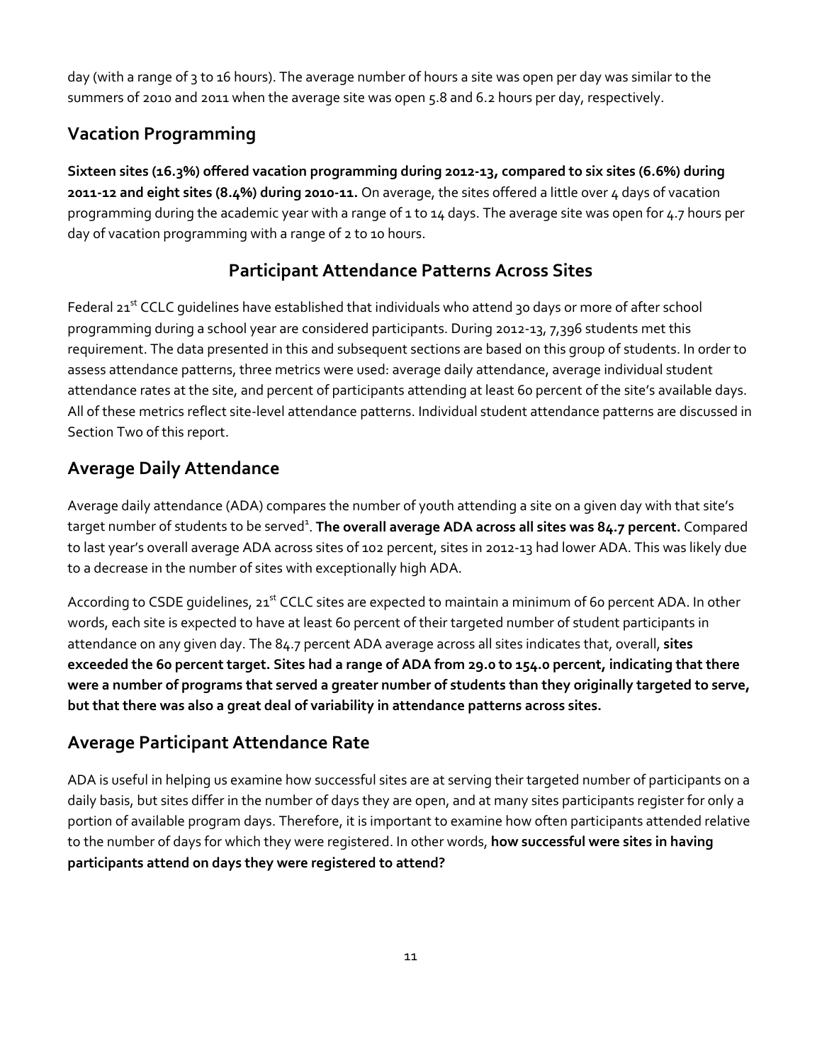day (with a range of 3 to 16 hours). The average number of hours a site was open per day was similar to the summers of 2010 and 2011 when the average site was open 5.8 and 6.2 hours per day, respectively.

## Vacation Programming

**Sixteen sites (16.3%) offered vacation programming during 2012-13, compared to six sites (6.6%) during 2011-12 and eight sites (8.4%) during 2010-11.** On average, the sites offered a little over 4 days of vacation programming during the academic year with a range of 1 to 14 days. The average site was open for 4.7 hours per day of vacation programming with a range of 2 to 10 hours.

# Participant Attendance Patterns Across Sites

Federal 21st CCLC guidelines have established that individuals who attend 30 days or more of after school programming during a school year are considered participants. During 2012-13, 7,396 students met this requirement. The data presented in this and subsequent sections are based on this group of students. In order to assess attendance patterns, three metrics were used: average daily attendance, average individual student attendance rates at the site, and percent of participants attending at least 60 percent of the site's available days. All of these metrics reflect site-level attendance patterns. Individual student attendance patterns are discussed in Section Two of this report.

## Average Daily Attendance

Average daily attendance (ADA) compares the number of youth attending a site on a given day with that site's target number of students to be served[1]. **The overall average ADA across all sites was 84.7 percent.** Compared to last year's overall average ADA across sites of 102 percent, sites in 2012-13 had lower ADA. This was likely due to a decrease in the number of sites with exceptionally high ADA.

According to CSDE guidelines, 21st CCLC sites are expected to maintain a minimum of 60 percent ADA. In other words, each site is expected to have at least 60 percent of their targeted number of student participants in attendance on any given day. The 84.7 percent ADA average across all sites indicates that, overall, **sites exceeded the 60 percent target. Sites had a range of ADA from 29.0 to 154.0 percent, indicating that there were a number of programs that served a greater number of students than they originally targeted to serve, but that there was also a great deal of variability in attendance patterns across sites.**

## Average Participant Attendance Rate

ADA is useful in helping us examine how successful sites are at serving their targeted number of participants on a daily basis, but sites differ in the number of days they are open, and at many sites participants register for only a portion of available program days. Therefore, it is important to examine how often participants attended relative to the number of days for which they were registered. In other words, **how successful were sites in having participants attend on days they were registered to attend?**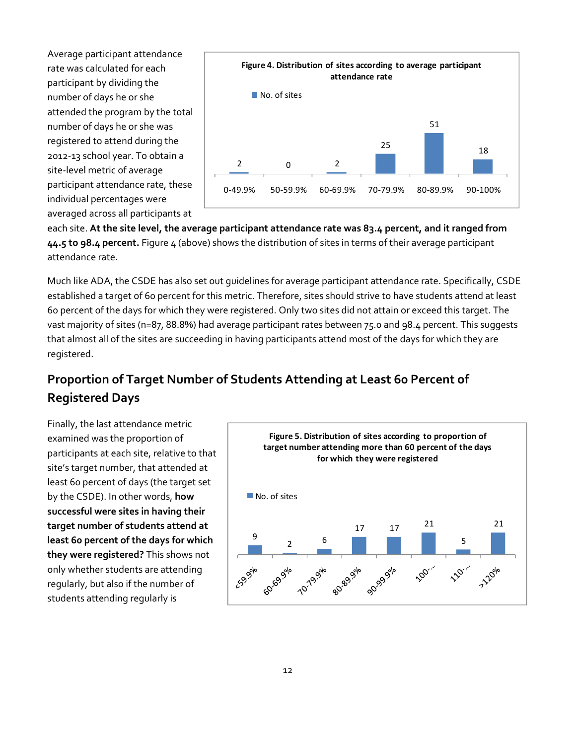Average participant attendance rate was calculated for each participant by dividing the number of days he or she attended the program by the total number of days he or she was registered to attend during the 2012-13 school year. To obtain a site-level metric of average participant attendance rate, these individual percentages were averaged across all participants at each site. **At the site level, the average participant attendance rate was 83.4 percent, and it ranged from 44.5 to 98.4 percent.** Figure 4 (above) shows the distribution of sites in terms of their average participant attendance rate.

**Figure 4. Distribution of sites according to average participant attendance rate**

| Average participant attendance rate | No. of sites |
|---|---|
| 0-49.9% | 2 |
| 50-59.9% | 0 |
| 60-69.9% | 2 |
| 70-79.9% | 25 |
| 80-89.9% | 51 |
| 90-100% | 18 |

Much like ADA, the CSDE has also set out guidelines for average participant attendance rate. Specifically, CSDE established a target of 60 percent for this metric. Therefore, sites should strive to have students attend at least 60 percent of the days for which they were registered. Only two sites did not attain or exceed this target. The vast majority of sites (n=87, 88.8%) had average participant rates between 75.0 and 98.4 percent. This suggests that almost all of the sites are succeeding in having participants attend most of the days for which they are registered.

## Proportion of Target Number of Students Attending at Least 60 Percent of Registered Days

Finally, the last attendance metric examined was the proportion of participants at each site, relative to that site's target number, that attended at least 60 percent of days (the target set by the CSDE). In other words, **how successful were sites in having their target number of students attend at least 60 percent of the days for which they were registered?** This shows not only whether students are attending regularly, but also if the number of students attending regularly is

**Figure 5. Distribution of sites according to proportion of target number attending more than 60 percent of the days for which they were registered**

| Proportion of target number | No. of sites |
|---|---|
| <59.9% | 9 |
| 60-69.9% | 2 |
| 70-79.9% | 6 |
| 80-89.9% | 17 |
| 90-99.9% | 17 |
| 100-... | 21 |
| 110-... | 5 |
| >120% | 21 |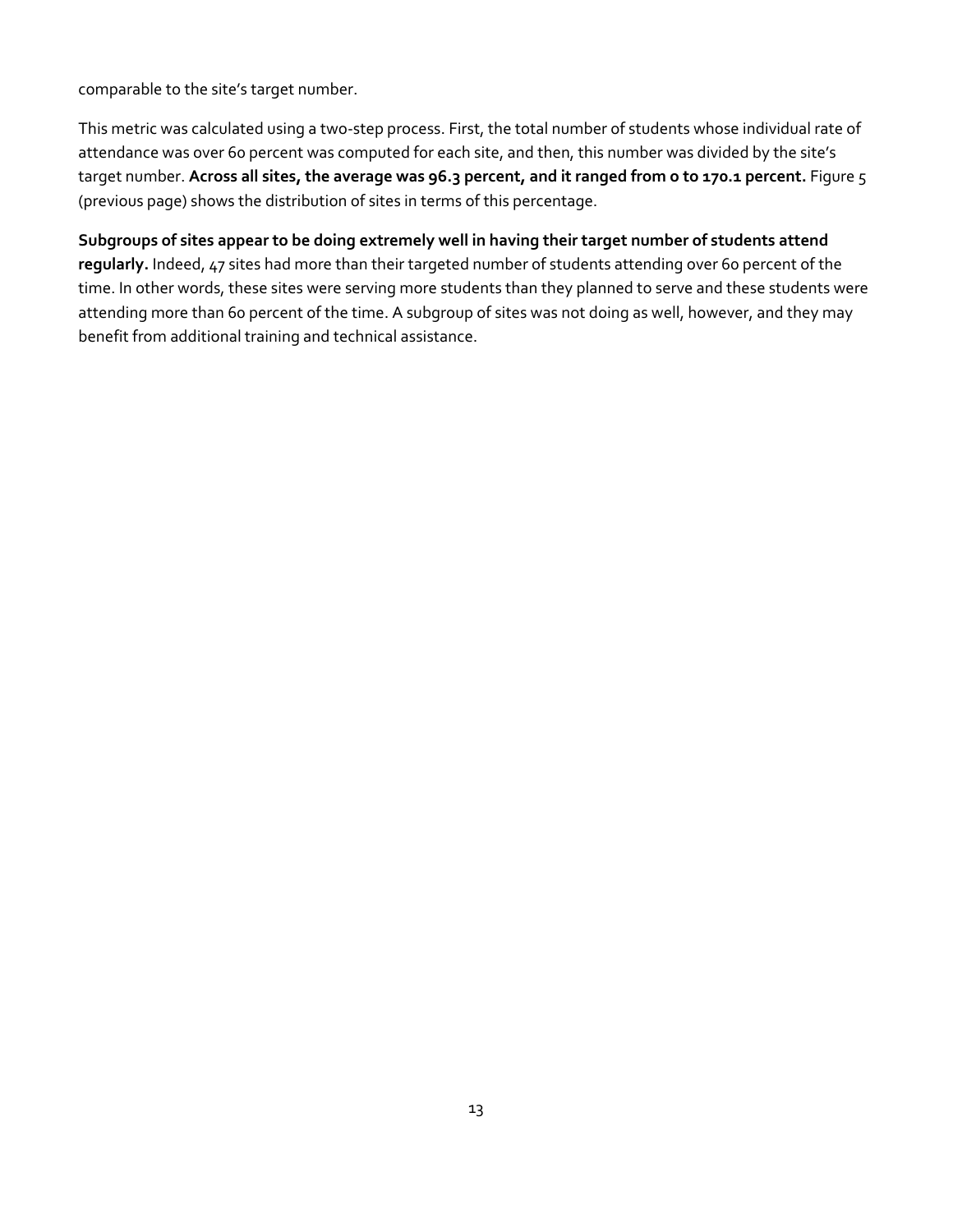comparable to the site's target number.

This metric was calculated using a two-step process. First, the total number of students whose individual rate of attendance was over 60 percent was computed for each site, and then, this number was divided by the site's target number. **Across all sites, the average was 96.3 percent, and it ranged from 0 to 170.1 percent.** Figure 5 (previous page) shows the distribution of sites in terms of this percentage.

**Subgroups of sites appear to be doing extremely well in having their target number of students attend regularly.** Indeed, 47 sites had more than their targeted number of students attending over 60 percent of the time. In other words, these sites were serving more students than they planned to serve and these students were attending more than 60 percent of the time. A subgroup of sites was not doing as well, however, and they may benefit from additional training and technical assistance.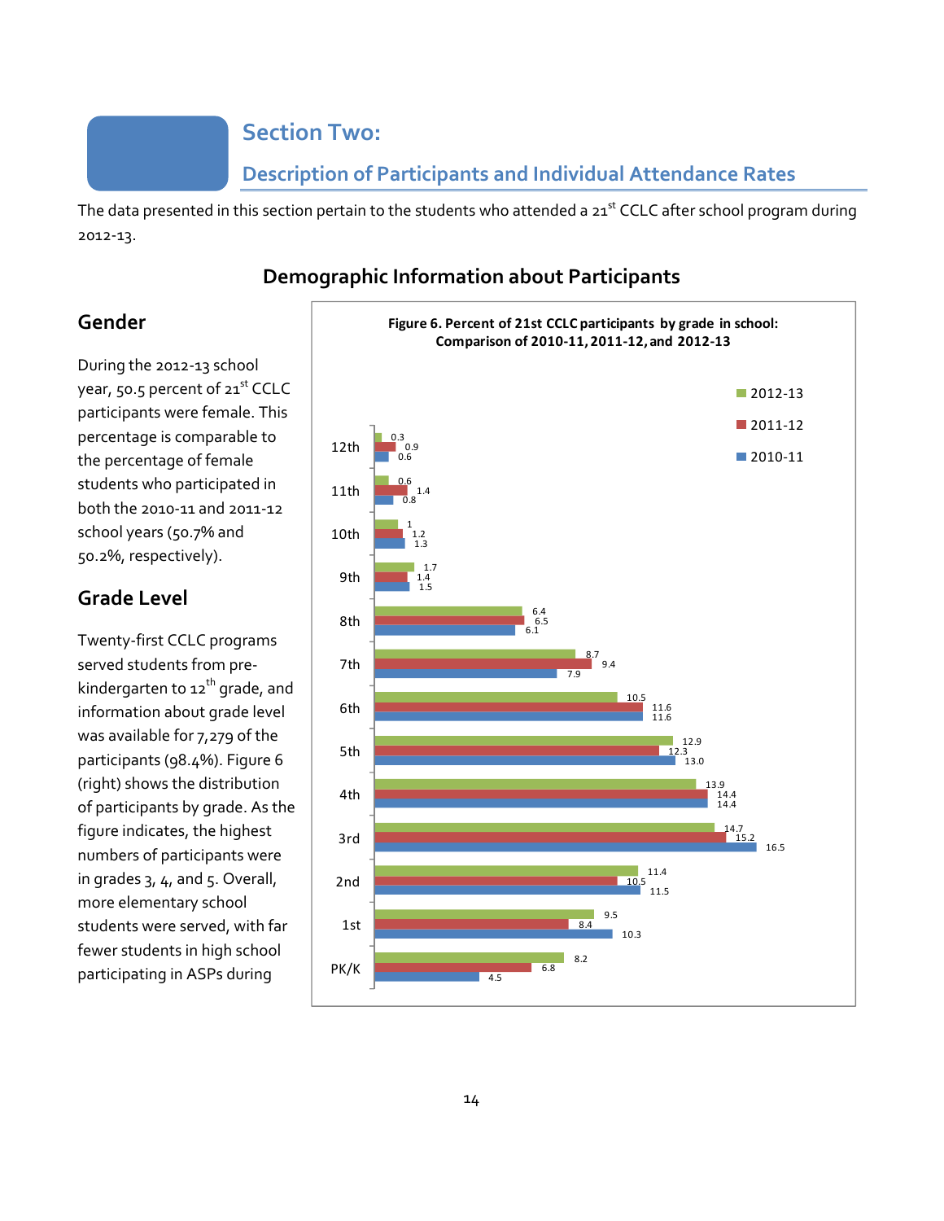# Section Two:

## Description of Participants and Individual Attendance Rates

The data presented in this section pertain to the students who attended a 21st CCLC after school program during 2012-13.

### Demographic Information about Participants

### Gender

During the 2012-13 school year, 50.5 percent of 21st CCLC participants were female. This percentage is comparable to the percentage of female students who participated in both the 2010-11 and 2011-12 school years (50.7% and 50.2%, respectively).

### Grade Level

Twenty-first CCLC programs served students from pre-kindergarten to 12th grade, and information about grade level was available for 7,279 of the participants (98.4%). Figure 6 (right) shows the distribution of participants by grade. As the figure indicates, the highest numbers of participants were in grades 3, 4, and 5. Overall, more elementary school students were served, with far fewer students in high school participating in ASPs during

**Figure 6. Percent of 21st CCLC participants by grade in school: Comparison of 2010-11, 2011-12, and 2012-13**

| Grade | 2012-13 | 2011-12 | 2010-11 |
|---|---|---|---|
| 12th | 0.3 | 0.9 | 0.6 |
| 11th | 0.6 | 1.4 | 0.8 |
| 10th | 1 | 1.2 | 1.3 |
| 9th | 1.7 | 1.4 | 1.5 |
| 8th | 6.4 | 6.5 | 6.1 |
| 7th | 8.7 | 9.4 | 7.9 |
| 6th | 10.5 | 11.6 | 11.6 |
| 5th | 12.9 | 12.3 | 13.0 |
| 4th | 13.9 | 14.4 | 14.4 |
| 3rd | 14.7 | 15.2 | 16.5 |
| 2nd | 11.4 | 10.5 | 11.5 |
| 1st | 9.5 | 8.4 | 10.3 |
| PK/K | 8.2 | 6.8 | 4.5 |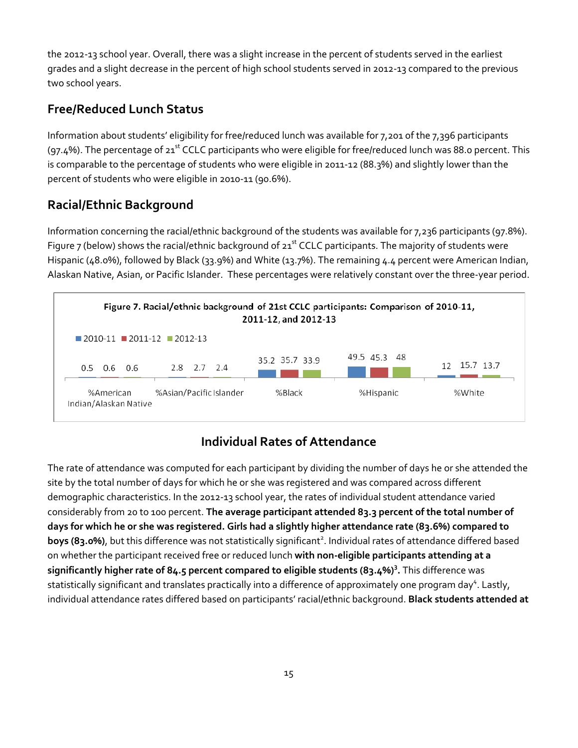the 2012-13 school year. Overall, there was a slight increase in the percent of students served in the earliest grades and a slight decrease in the percent of high school students served in 2012-13 compared to the previous two school years.

## Free/Reduced Lunch Status

Information about students' eligibility for free/reduced lunch was available for 7,201 of the 7,396 participants (97.4%). The percentage of 21st CCLC participants who were eligible for free/reduced lunch was 88.0 percent. This is comparable to the percentage of students who were eligible in 2011-12 (88.3%) and slightly lower than the percent of students who were eligible in 2010-11 (90.6%).

## Racial/Ethnic Background

Information concerning the racial/ethnic background of the students was available for 7,236 participants (97.8%). Figure 7 (below) shows the racial/ethnic background of 21st CCLC participants. The majority of students were Hispanic (48.0%), followed by Black (33.9%) and White (13.7%). The remaining 4.4 percent were American Indian, Alaskan Native, Asian, or Pacific Islander. These percentages were relatively constant over the three-year period.

**Figure 7. Racial/ethnic background of 21st CCLC participants: Comparison of 2010-11, 2011-12, and 2012-13**

| | 2010-11 | 2011-12 | 2012-13 |
|---|---|---|---|
| %American Indian/Alaskan Native | 0.5 | 0.6 | 0.6 |
| %Asian/Pacific Islander | 2.8 | 2.7 | 2.4 |
| %Black | 35.2 | 35.7 | 33.9 |
| %Hispanic | 49.5 | 45.3 | 48 |
| %White | 12 | 15.7 | 13.7 |

## Individual Rates of Attendance

The rate of attendance was computed for each participant by dividing the number of days he or she attended the site by the total number of days for which he or she was registered and was compared across different demographic characteristics. In the 2012-13 school year, the rates of individual student attendance varied considerably from 20 to 100 percent. **The average participant attended 83.3 percent of the total number of days for which he or she was registered. Girls had a slightly higher attendance rate (83.6%) compared to boys (83.0%)**, but this difference was not statistically significant[2]. Individual rates of attendance differed based on whether the participant received free or reduced lunch **with non-eligible participants attending at a significantly higher rate of 84.5 percent compared to eligible students (83.4%)[3].** This difference was statistically significant and translates practically into a difference of approximately one program day[4]. Lastly, individual attendance rates differed based on participants' racial/ethnic background. **Black students attended at**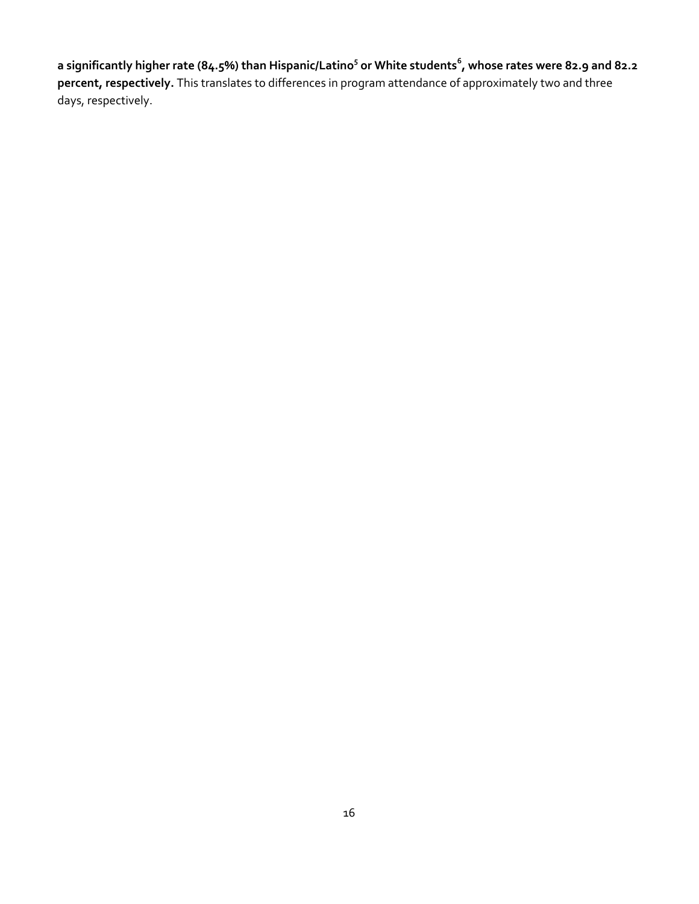**a significantly higher rate (84.5%) than Hispanic/Latino[5] or White students[6], whose rates were 82.9 and 82.2 percent, respectively.** This translates to differences in program attendance of approximately two and three days, respectively.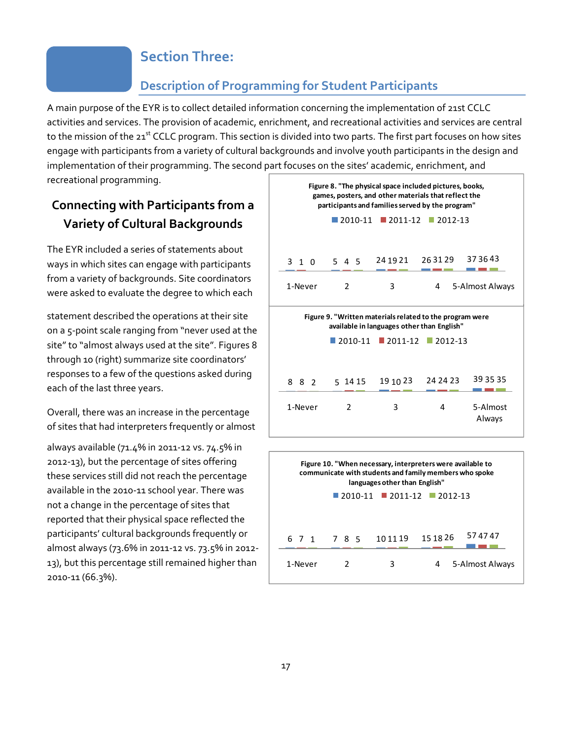# Section Three:

## Description of Programming for Student Participants

A main purpose of the EYR is to collect detailed information concerning the implementation of 21st CCLC activities and services. The provision of academic, enrichment, and recreational activities and services are central to the mission of the 21st CCLC program. This section is divided into two parts. The first part focuses on how sites engage with participants from a variety of cultural backgrounds and involve youth participants in the design and implementation of their programming. The second part focuses on the sites' academic, enrichment, and recreational programming.

### Connecting with Participants from a Variety of Cultural Backgrounds

The EYR included a series of statements about ways in which sites can engage with participants from a variety of backgrounds. Site coordinators were asked to evaluate the degree to which each statement described the operations at their site on a 5-point scale ranging from "never used at the site" to "almost always used at the site". Figures 8 through 10 (right) summarize site coordinators' responses to a few of the questions asked during each of the last three years.

Overall, there was an increase in the percentage of sites that had interpreters frequently or almost always available (71.4% in 2011-12 vs. 74.5% in 2012-13), but the percentage of sites offering these services still did not reach the percentage available in the 2010-11 school year. There was not a change in the percentage of sites that reported that their physical space reflected the participants' cultural backgrounds frequently or almost always (73.6% in 2011-12 vs. 73.5% in 2012-13), but this percentage still remained higher than 2010-11 (66.3%).

**Figure 8. "The physical space included pictures, books, games, posters, and other materials that reflect the participants and families served by the program"**

| | 1-Never | 2 | 3 | 4 | 5-Almost Always |
|---|---|---|---|---|---|
| 2010-11 | 3 | 5 | 24 | 26 | 37 |
| 2011-12 | 1 | 4 | 19 | 31 | 36 |
| 2012-13 | 0 | 5 | 21 | 29 | 43 |

**Figure 9. "Written materials related to the program were available in languages other than English"**

| | 1-Never | 2 | 3 | 4 | 5-Almost Always |
|---|---|---|---|---|---|
| 2010-11 | 8 | 5 | 19 | 24 | 39 |
| 2011-12 | 8 | 14 | 10 | 24 | 35 |
| 2012-13 | 2 | 15 | 23 | 23 | 35 |

**Figure 10. "When necessary, interpreters were available to communicate with students and family members who spoke languages other than English"**

| | 1-Never | 2 | 3 | 4 | 5-Almost Always |
|---|---|---|---|---|---|
| 2010-11 | 6 | 7 | 10 | 15 | 57 |
| 2011-12 | 7 | 8 | 11 | 18 | 47 |
| 2012-13 | 1 | 5 | 19 | 26 | 47 |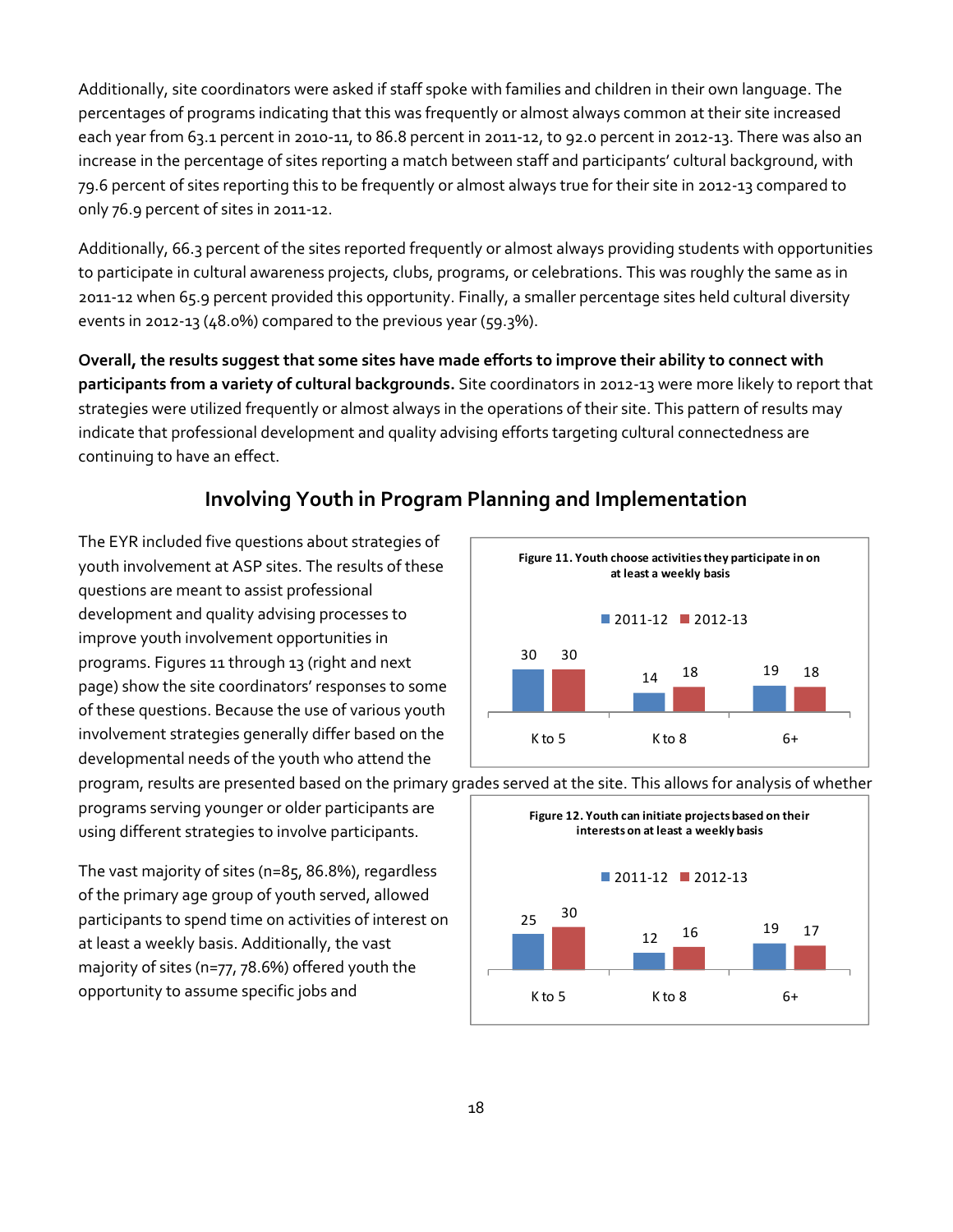Additionally, site coordinators were asked if staff spoke with families and children in their own language. The percentages of programs indicating that this was frequently or almost always common at their site increased each year from 63.1 percent in 2010-11, to 86.8 percent in 2011-12, to 92.0 percent in 2012-13. There was also an increase in the percentage of sites reporting a match between staff and participants' cultural background, with 79.6 percent of sites reporting this to be frequently or almost always true for their site in 2012-13 compared to only 76.9 percent of sites in 2011-12.

Additionally, 66.3 percent of the sites reported frequently or almost always providing students with opportunities to participate in cultural awareness projects, clubs, programs, or celebrations. This was roughly the same as in 2011-12 when 65.9 percent provided this opportunity. Finally, a smaller percentage sites held cultural diversity events in 2012-13 (48.0%) compared to the previous year (59.3%).

**Overall, the results suggest that some sites have made efforts to improve their ability to connect with participants from a variety of cultural backgrounds.** Site coordinators in 2012-13 were more likely to report that strategies were utilized frequently or almost always in the operations of their site. This pattern of results may indicate that professional development and quality advising efforts targeting cultural connectedness are continuing to have an effect.

## Involving Youth in Program Planning and Implementation

The EYR included five questions about strategies of youth involvement at ASP sites. The results of these questions are meant to assist professional development and quality advising processes to improve youth involvement opportunities in programs. Figures 11 through 13 (right and next page) show the site coordinators' responses to some of these questions. Because the use of various youth involvement strategies generally differ based on the developmental needs of the youth who attend the program, results are presented based on the primary grades served at the site. This allows for analysis of whether programs serving younger or older participants are using different strategies to involve participants.

**Figure 11. Youth choose activities they participate in on at least a weekly basis**

| | 2011-12 | 2012-13 |
|---|---|---|
| K to 5 | 30 | 30 |
| K to 8 | 14 | 18 |
| 6+ | 19 | 18 |

**Figure 12. Youth can initiate projects based on their interests on at least a weekly basis**

| | 2011-12 | 2012-13 |
|---|---|---|
| K to 5 | 25 | 30 |
| K to 8 | 12 | 16 |
| 6+ | 19 | 17 |

The vast majority of sites (n=85, 86.8%), regardless of the primary age group of youth served, allowed participants to spend time on activities of interest on at least a weekly basis. Additionally, the vast majority of sites (n=77, 78.6%) offered youth the opportunity to assume specific jobs and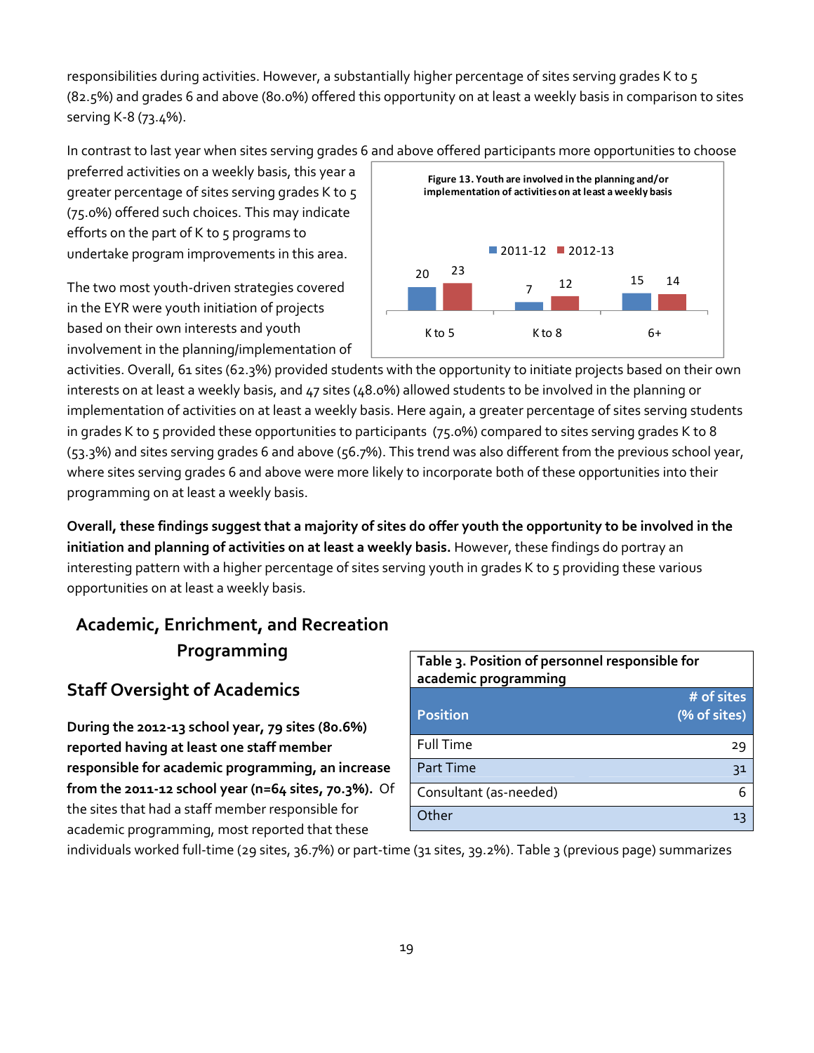responsibilities during activities. However, a substantially higher percentage of sites serving grades K to 5 (82.5%) and grades 6 and above (80.0%) offered this opportunity on at least a weekly basis in comparison to sites serving K-8 (73.4%).

In contrast to last year when sites serving grades 6 and above offered participants more opportunities to choose preferred activities on a weekly basis, this year a greater percentage of sites serving grades K to 5 (75.0%) offered such choices. This may indicate efforts on the part of K to 5 programs to undertake program improvements in this area.

**Figure 13. Youth are involved in the planning and/or implementation of activities on at least a weekly basis**

| | 2011-12 | 2012-13 |
|---|---|---|
| K to 5 | 20 | 23 |
| K to 8 | 7 | 12 |
| 6+ | 15 | 14 |

The two most youth-driven strategies covered in the EYR were youth initiation of projects based on their own interests and youth involvement in the planning/implementation of activities. Overall, 61 sites (62.3%) provided students with the opportunity to initiate projects based on their own interests on at least a weekly basis, and 47 sites (48.0%) allowed students to be involved in the planning or implementation of activities on at least a weekly basis. Here again, a greater percentage of sites serving students in grades K to 5 provided these opportunities to participants (75.0%) compared to sites serving grades K to 8 (53.3%) and sites serving grades 6 and above (56.7%). This trend was also different from the previous school year, where sites serving grades 6 and above were more likely to incorporate both of these opportunities into their programming on at least a weekly basis.

**Overall, these findings suggest that a majority of sites do offer youth the opportunity to be involved in the initiation and planning of activities on at least a weekly basis.** However, these findings do portray an interesting pattern with a higher percentage of sites serving youth in grades K to 5 providing these various opportunities on at least a weekly basis.

## Academic, Enrichment, and Recreation Programming

### Staff Oversight of Academics

**During the 2012-13 school year, 79 sites (80.6%) reported having at least one staff member responsible for academic programming, an increase from the 2011-12 school year (n=64 sites, 70.3%).** Of the sites that had a staff member responsible for academic programming, most reported that these individuals worked full-time (29 sites, 36.7%) or part-time (31 sites, 39.2%). Table 3 (previous page) summarizes

**Table 3. Position of personnel responsible for academic programming**

| Position | # of sites (% of sites) |
|---|---|
| Full Time | 29 |
| Part Time | 31 |
| Consultant (as-needed) | 6 |
| Other | 13 |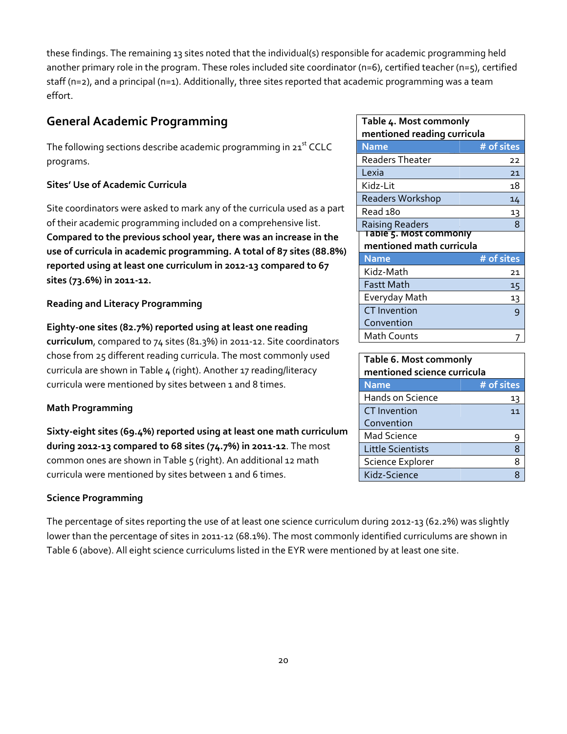these findings. The remaining 13 sites noted that the individual(s) responsible for academic programming held another primary role in the program. These roles included site coordinator (n=6), certified teacher (n=5), certified staff (n=2), and a principal (n=1). Additionally, three sites reported that academic programming was a team effort.

## General Academic Programming

The following sections describe academic programming in 21st CCLC programs.

**Sites' Use of Academic Curricula**

Site coordinators were asked to mark any of the curricula used as a part of their academic programming included on a comprehensive list. **Compared to the previous school year, there was an increase in the use of curricula in academic programming. A total of 87 sites (88.8%) reported using at least one curriculum in 2012-13 compared to 67 sites (73.6%) in 2011-12.**

**Reading and Literacy Programming**

**Eighty-one sites (82.7%) reported using at least one reading curriculum**, compared to 74 sites (81.3%) in 2011-12. Site coordinators chose from 25 different reading curricula. The most commonly used curricula are shown in Table 4 (right). Another 17 reading/literacy curricula were mentioned by sites between 1 and 8 times.

**Table 4. Most commonly mentioned reading curricula**

| Name | # of sites |
|---|---|
| Readers Theater | 22 |
| Lexia | 21 |
| Kidz-Lit | 18 |
| Readers Workshop | 14 |
| Read 180 | 13 |
| Raising Readers | 8 |

**Math Programming**

**Sixty-eight sites (69.4%) reported using at least one math curriculum during 2012-13 compared to 68 sites (74.7%) in 2011-12**. The most common ones are shown in Table 5 (right). An additional 12 math curricula were mentioned by sites between 1 and 6 times.

**Table 5. Most commonly mentioned math curricula**

| Name | # of sites |
|---|---|
| Kidz-Math | 21 |
| Fastt Math | 15 |
| Everyday Math | 13 |
| CT Invention Convention | 9 |
| Math Counts | 7 |

**Table 6. Most commonly mentioned science curricula**

| Name | # of sites |
|---|---|
| Hands on Science | 13 |
| CT Invention Convention | 11 |
| Mad Science | 9 |
| Little Scientists | 8 |
| Science Explorer | 8 |
| Kidz-Science | 8 |

**Science Programming**

The percentage of sites reporting the use of at least one science curriculum during 2012-13 (62.2%) was slightly lower than the percentage of sites in 2011-12 (68.1%). The most commonly identified curriculums are shown in Table 6 (above). All eight science curriculums listed in the EYR were mentioned by at least one site.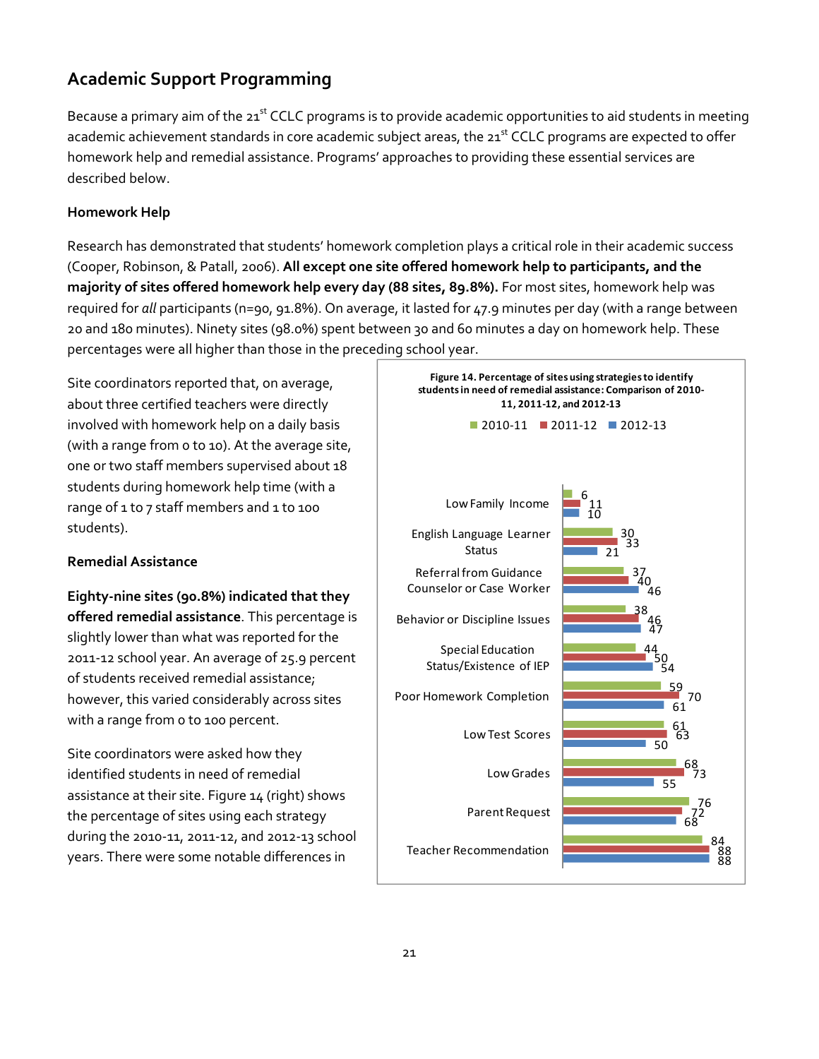## Academic Support Programming

Because a primary aim of the 21st CCLC programs is to provide academic opportunities to aid students in meeting academic achievement standards in core academic subject areas, the 21st CCLC programs are expected to offer homework help and remedial assistance. Programs' approaches to providing these essential services are described below.

### Homework Help

Research has demonstrated that students' homework completion plays a critical role in their academic success (Cooper, Robinson, & Patall, 2006). **All except one site offered homework help to participants, and the majority of sites offered homework help every day (88 sites, 89.8%).** For most sites, homework help was required for *all* participants (n=90, 91.8%). On average, it lasted for 47.9 minutes per day (with a range between 20 and 180 minutes). Ninety sites (98.0%) spent between 30 and 60 minutes a day on homework help. These percentages were all higher than those in the preceding school year.

Site coordinators reported that, on average, about three certified teachers were directly involved with homework help on a daily basis (with a range from 0 to 10). At the average site, one or two staff members supervised about 18 students during homework help time (with a range of 1 to 7 staff members and 1 to 100 students).

### Remedial Assistance

**Eighty-nine sites (90.8%) indicated that they offered remedial assistance**. This percentage is slightly lower than what was reported for the 2011-12 school year. An average of 25.9 percent of students received remedial assistance; however, this varied considerably across sites with a range from 0 to 100 percent.

Site coordinators were asked how they identified students in need of remedial assistance at their site. Figure 14 (right) shows the percentage of sites using each strategy during the 2010-11, 2011-12, and 2012-13 school years. There were some notable differences in

**Figure 14. Percentage of sites using strategies to identify students in need of remedial assistance: Comparison of 2010-11, 2011-12, and 2012-13**

| Strategy | 2010-11 | 2011-12 | 2012-13 |
|---|---|---|---|
| Low Family Income | 6 | 11 | 10 |
| English Language Learner Status | 30 | 33 | 21 |
| Referral from Guidance Counselor or Case Worker | 37 | 40 | 46 |
| Behavior or Discipline Issues | 38 | 46 | 47 |
| Special Education Status/Existence of IEP | 44 | 50 | 54 |
| Poor Homework Completion | 59 | 70 | 61 |
| Low Test Scores | 61 | 63 | 50 |
| Low Grades | 68 | 73 | 55 |
| Parent Request | 76 | 72 | 68 |
| Teacher Recommendation | 84 | 88 | 88 |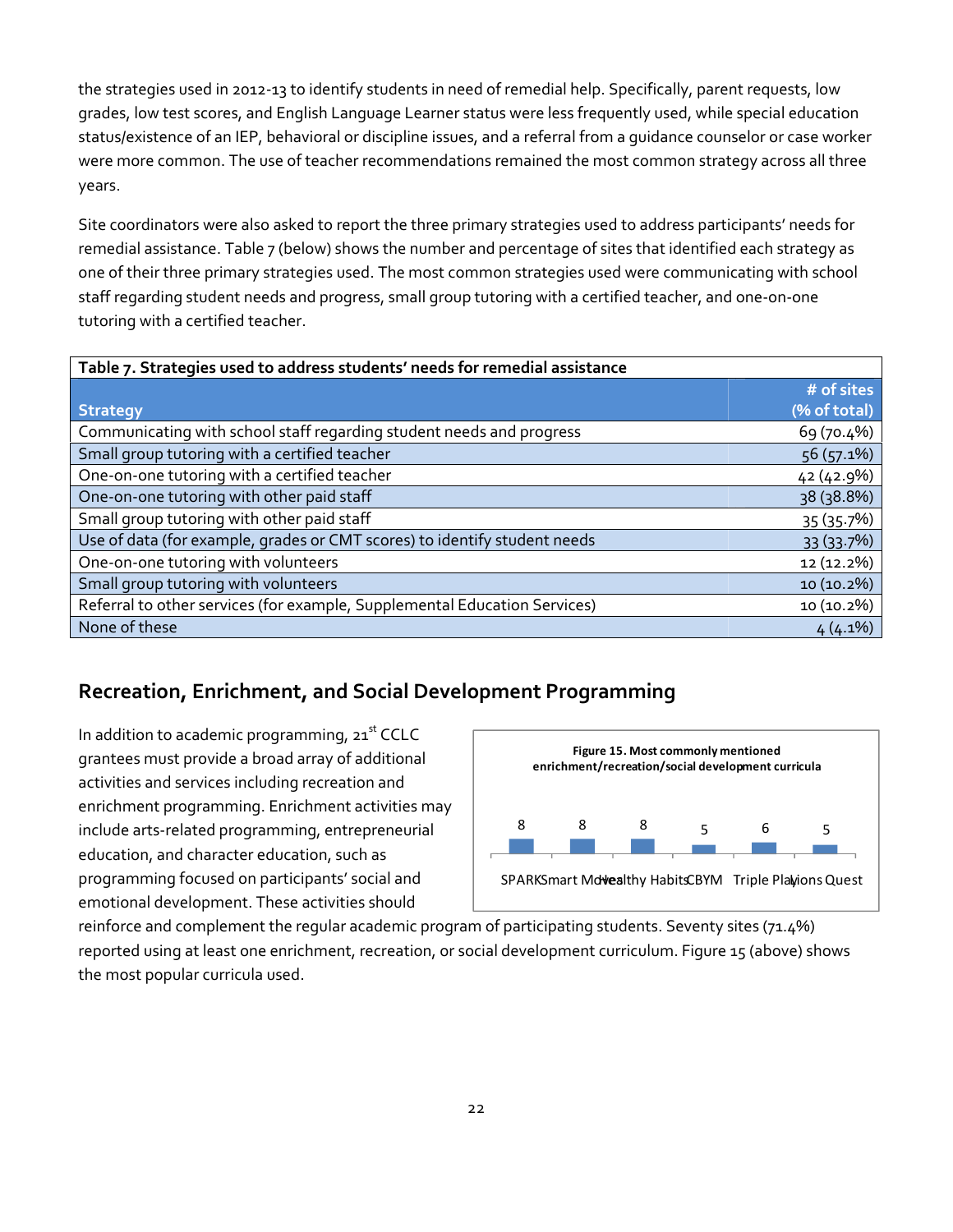the strategies used in 2012-13 to identify students in need of remedial help. Specifically, parent requests, low grades, low test scores, and English Language Learner status were less frequently used, while special education status/existence of an IEP, behavioral or discipline issues, and a referral from a guidance counselor or case worker were more common. The use of teacher recommendations remained the most common strategy across all three years.

Site coordinators were also asked to report the three primary strategies used to address participants' needs for remedial assistance. Table 7 (below) shows the number and percentage of sites that identified each strategy as one of their three primary strategies used. The most common strategies used were communicating with school staff regarding student needs and progress, small group tutoring with a certified teacher, and one-on-one tutoring with a certified teacher.

**Table 7. Strategies used to address students' needs for remedial assistance**

| Strategy | # of sites (% of total) |
|---|---|
| Communicating with school staff regarding student needs and progress | 69 (70.4%) |
| Small group tutoring with a certified teacher | 56 (57.1%) |
| One-on-one tutoring with a certified teacher | 42 (42.9%) |
| One-on-one tutoring with other paid staff | 38 (38.8%) |
| Small group tutoring with other paid staff | 35 (35.7%) |
| Use of data (for example, grades or CMT scores) to identify student needs | 33 (33.7%) |
| One-on-one tutoring with volunteers | 12 (12.2%) |
| Small group tutoring with volunteers | 10 (10.2%) |
| Referral to other services (for example, Supplemental Education Services) | 10 (10.2%) |
| None of these | 4 (4.1%) |

## Recreation, Enrichment, and Social Development Programming

In addition to academic programming, 21st CCLC grantees must provide a broad array of additional activities and services including recreation and enrichment programming. Enrichment activities may include arts-related programming, entrepreneurial education, and character education, such as programming focused on participants' social and emotional development. These activities should reinforce and complement the regular academic program of participating students. Seventy sites (71.4%) reported using at least one enrichment, recreation, or social development curriculum. Figure 15 (above) shows the most popular curricula used.

**Figure 15. Most commonly mentioned enrichment/recreation/social development curricula**

| SPARK | Smart Moves | Healthy Habits | CBYM | Triple Play | Lions Quest |
|---|---|---|---|---|---|
| 8 | 8 | 8 | 5 | 6 | 5 |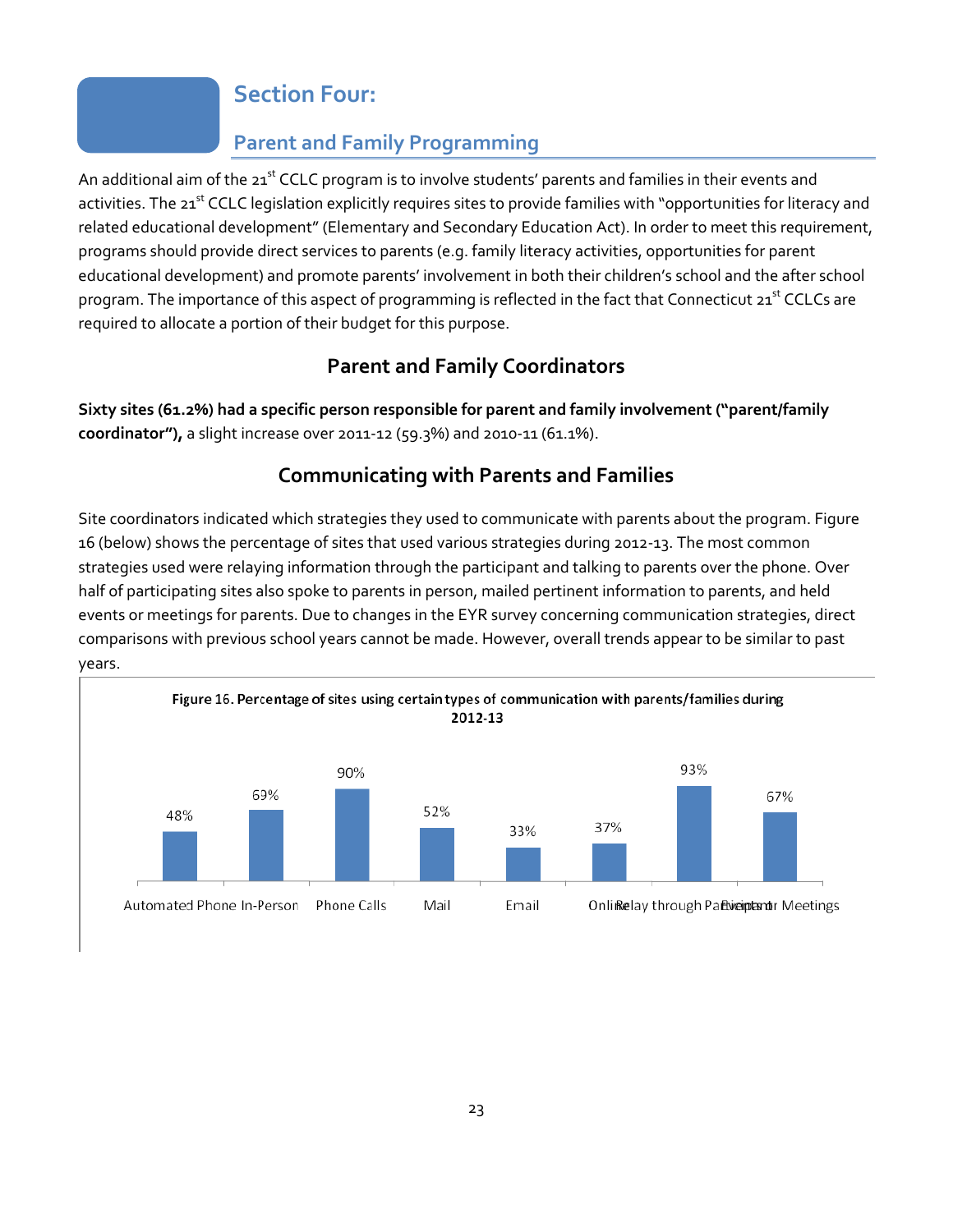# Section Four:

## Parent and Family Programming

An additional aim of the 21st CCLC program is to involve students' parents and families in their events and activities. The 21st CCLC legislation explicitly requires sites to provide families with "opportunities for literacy and related educational development" (Elementary and Secondary Education Act). In order to meet this requirement, programs should provide direct services to parents (e.g. family literacy activities, opportunities for parent educational development) and promote parents' involvement in both their children's school and the after school program. The importance of this aspect of programming is reflected in the fact that Connecticut 21st CCLCs are required to allocate a portion of their budget for this purpose.

### Parent and Family Coordinators

**Sixty sites (61.2%) had a specific person responsible for parent and family involvement ("parent/family coordinator"),** a slight increase over 2011-12 (59.3%) and 2010-11 (61.1%).

### Communicating with Parents and Families

Site coordinators indicated which strategies they used to communicate with parents about the program. Figure 16 (below) shows the percentage of sites that used various strategies during 2012-13. The most common strategies used were relaying information through the participant and talking to parents over the phone. Over half of participating sites also spoke to parents in person, mailed pertinent information to parents, and held events or meetings for parents. Due to changes in the EYR survey concerning communication strategies, direct comparisons with previous school years cannot be made. However, overall trends appear to be similar to past years.

**Figure 16. Percentage of sites using certain types of communication with parents/families during 2012-13**

| Communication type | Percentage of sites |
|---|---|
| Automated Phone | 48% |
| In-Person | 69% |
| Phone Calls | 90% |
| Mail | 52% |
| Email | 33% |
| Online | 37% |
| Relay through Participant | 93% |
| Events or Meetings | 67% |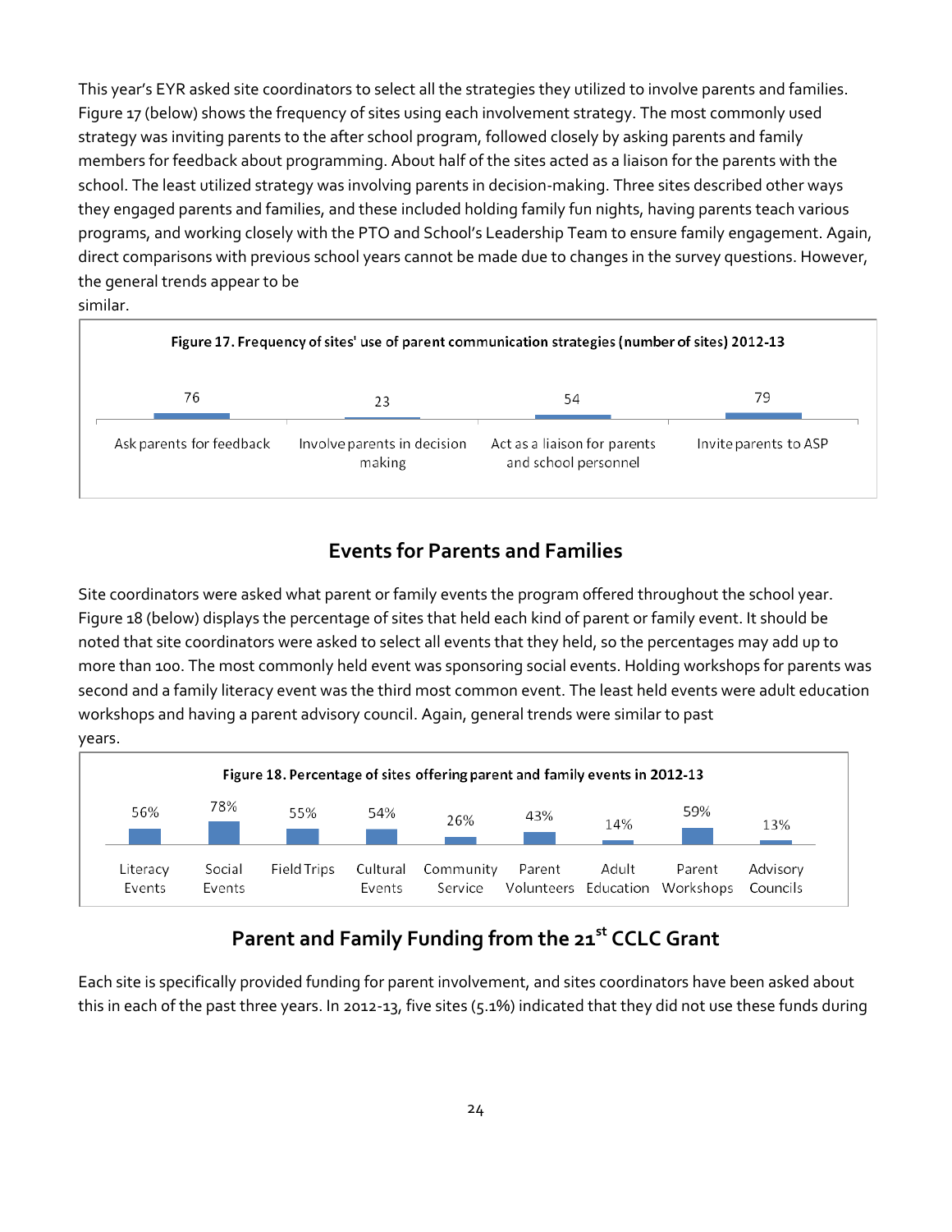This year's EYR asked site coordinators to select all the strategies they utilized to involve parents and families. Figure 17 (below) shows the frequency of sites using each involvement strategy. The most commonly used strategy was inviting parents to the after school program, followed closely by asking parents and family members for feedback about programming. About half of the sites acted as a liaison for the parents with the school. The least utilized strategy was involving parents in decision-making. Three sites described other ways they engaged parents and families, and these included holding family fun nights, having parents teach various programs, and working closely with the PTO and School's Leadership Team to ensure family engagement. Again, direct comparisons with previous school years cannot be made due to changes in the survey questions. However, the general trends appear to be similar.

**Figure 17. Frequency of sites' use of parent communication strategies (number of sites) 2012-13**

| Ask parents for feedback | Involve parents in decision making | Act as a liaison for parents and school personnel | Invite parents to ASP |
|---|---|---|---|
| 76 | 23 | 54 | 79 |

## Events for Parents and Families

Site coordinators were asked what parent or family events the program offered throughout the school year. Figure 18 (below) displays the percentage of sites that held each kind of parent or family event. It should be noted that site coordinators were asked to select all events that they held, so the percentages may add up to more than 100. The most commonly held event was sponsoring social events. Holding workshops for parents was second and a family literacy event was the third most common event. The least held events were adult education workshops and having a parent advisory council. Again, general trends were similar to past years.

**Figure 18. Percentage of sites offering parent and family events in 2012-13**

| Literacy Events | Social Events | Field Trips | Cultural Events | Community Service | Parent Volunteers | Adult Education | Parent Workshops | Advisory Councils |
|---|---|---|---|---|---|---|---|---|
| 56% | 78% | 55% | 54% | 26% | 43% | 14% | 59% | 13% |

## Parent and Family Funding from the 21st CCLC Grant

Each site is specifically provided funding for parent involvement, and sites coordinators have been asked about this in each of the past three years. In 2012-13, five sites (5.1%) indicated that they did not use these funds during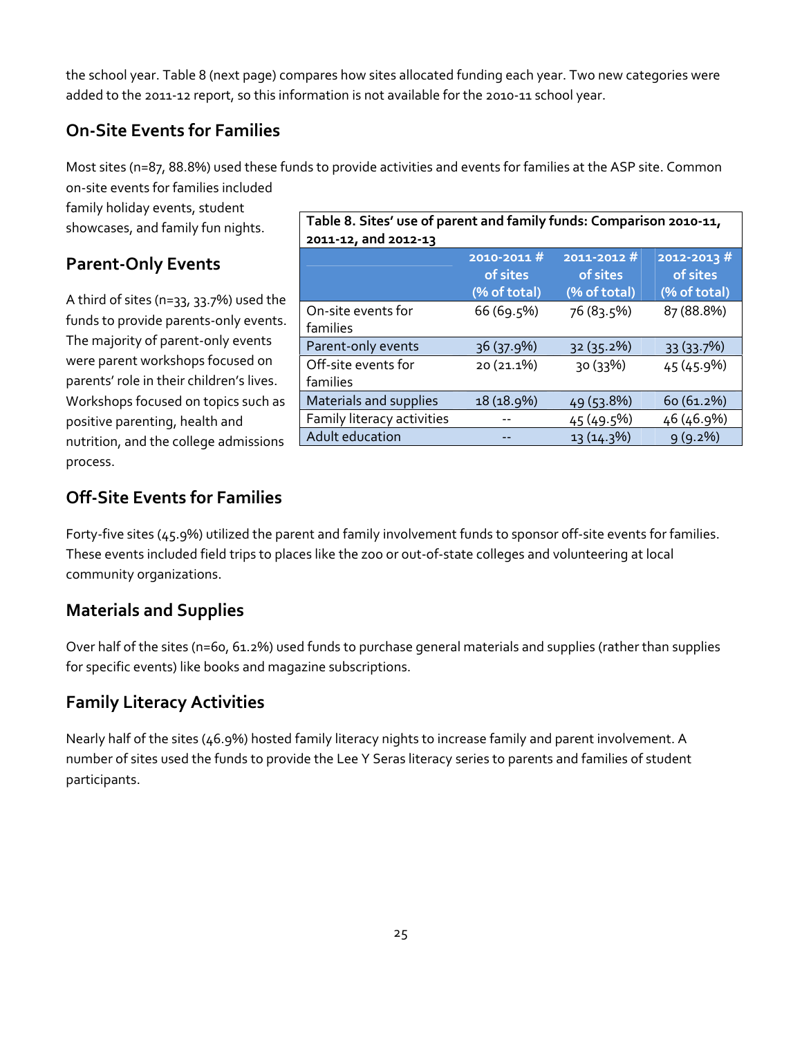the school year. Table 8 (next page) compares how sites allocated funding each year. Two new categories were added to the 2011-12 report, so this information is not available for the 2010-11 school year.

## On-Site Events for Families

Most sites (n=87, 88.8%) used these funds to provide activities and events for families at the ASP site. Common on-site events for families included family holiday events, student showcases, and family fun nights.

**Table 8. Sites' use of parent and family funds: Comparison 2010-11, 2011-12, and 2012-13**

| | 2010-2011 # of sites (% of total) | 2011-2012 # of sites (% of total) | 2012-2013 # of sites (% of total) |
|---|---|---|---|
| On-site events for families | 66 (69.5%) | 76 (83.5%) | 87 (88.8%) |
| Parent-only events | 36 (37.9%) | 32 (35.2%) | 33 (33.7%) |
| Off-site events for families | 20 (21.1%) | 30 (33%) | 45 (45.9%) |
| Materials and supplies | 18 (18.9%) | 49 (53.8%) | 60 (61.2%) |
| Family literacy activities | -- | 45 (49.5%) | 46 (46.9%) |
| Adult education | -- | 13 (14.3%) | 9 (9.2%) |

## Parent-Only Events

A third of sites (n=33, 33.7%) used the funds to provide parents-only events. The majority of parent-only events were parent workshops focused on parents' role in their children's lives. Workshops focused on topics such as positive parenting, health and nutrition, and the college admissions process.

## Off-Site Events for Families

Forty-five sites (45.9%) utilized the parent and family involvement funds to sponsor off-site events for families. These events included field trips to places like the zoo or out-of-state colleges and volunteering at local community organizations.

## Materials and Supplies

Over half of the sites (n=60, 61.2%) used funds to purchase general materials and supplies (rather than supplies for specific events) like books and magazine subscriptions.

## Family Literacy Activities

Nearly half of the sites (46.9%) hosted family literacy nights to increase family and parent involvement. A number of sites used the funds to provide the Lee Y Seras literacy series to parents and families of student participants.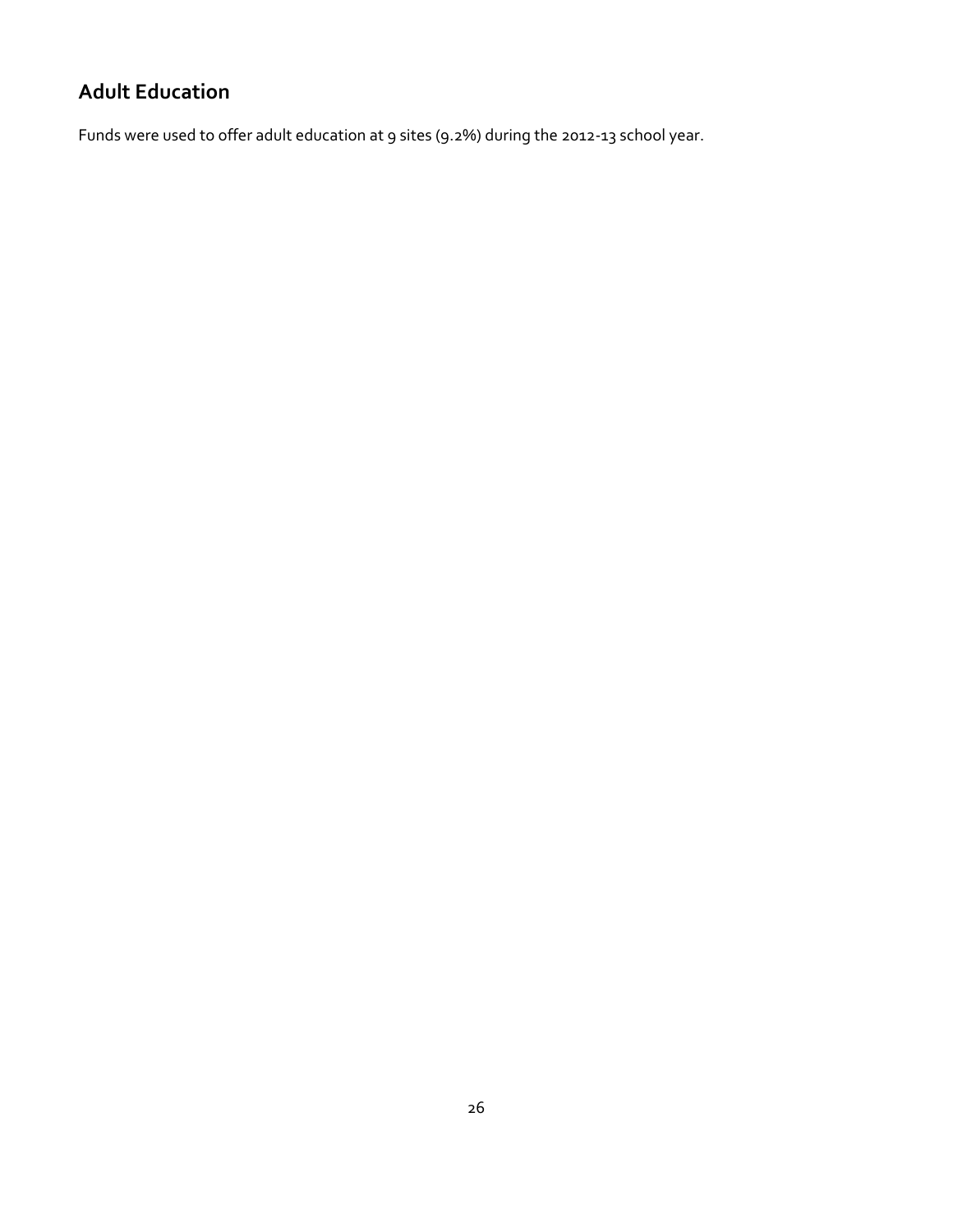## Adult Education

Funds were used to offer adult education at 9 sites (9.2%) during the 2012-13 school year.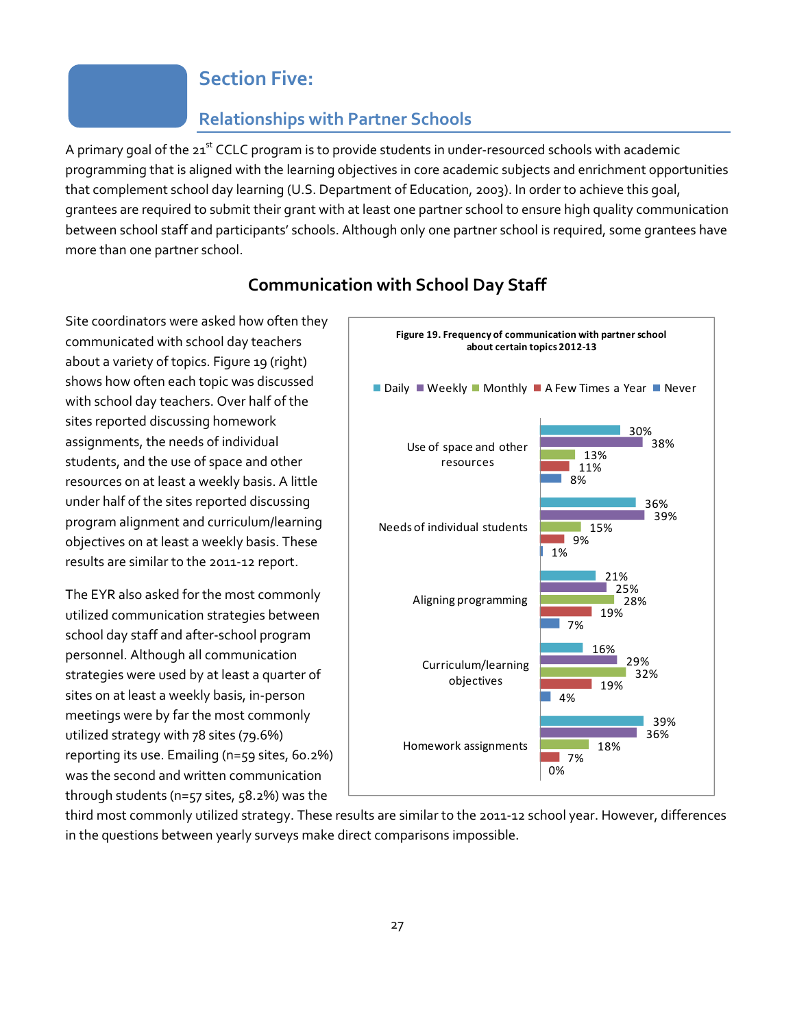# Section Five:

## Relationships with Partner Schools

A primary goal of the 21st CCLC program is to provide students in under-resourced schools with academic programming that is aligned with the learning objectives in core academic subjects and enrichment opportunities that complement school day learning (U.S. Department of Education, 2003). In order to achieve this goal, grantees are required to submit their grant with at least one partner school to ensure high quality communication between school staff and participants' schools. Although only one partner school is required, some grantees have more than one partner school.

### Communication with School Day Staff

Site coordinators were asked how often they communicated with school day teachers about a variety of topics. Figure 19 (right) shows how often each topic was discussed with school day teachers. Over half of the sites reported discussing homework assignments, the needs of individual students, and the use of space and other resources on at least a weekly basis. A little under half of the sites reported discussing program alignment and curriculum/learning objectives on at least a weekly basis. These results are similar to the 2011-12 report.

**Figure 19. Frequency of communication with partner school about certain topics 2012-13**

| Topic | Daily | Weekly | Monthly | A Few Times a Year | Never |
|---|---|---|---|---|---|
| Use of space and other resources | 30% | 38% | 13% | 11% | 8% |
| Needs of individual students | 36% | 39% | 15% | 9% | 1% |
| Aligning programming | 21% | 25% | 28% | 19% | 7% |
| Curriculum/learning objectives | 16% | 29% | 32% | 19% | 4% |
| Homework assignments | 39% | 36% | 18% | 7% | 0% |

The EYR also asked for the most commonly utilized communication strategies between school day staff and after-school program personnel. Although all communication strategies were used by at least a quarter of sites on at least a weekly basis, in-person meetings were by far the most commonly utilized strategy with 78 sites (79.6%) reporting its use. Emailing (n=59 sites, 60.2%) was the second and written communication through students (n=57 sites, 58.2%) was the third most commonly utilized strategy. These results are similar to the 2011-12 school year. However, differences in the questions between yearly surveys make direct comparisons impossible.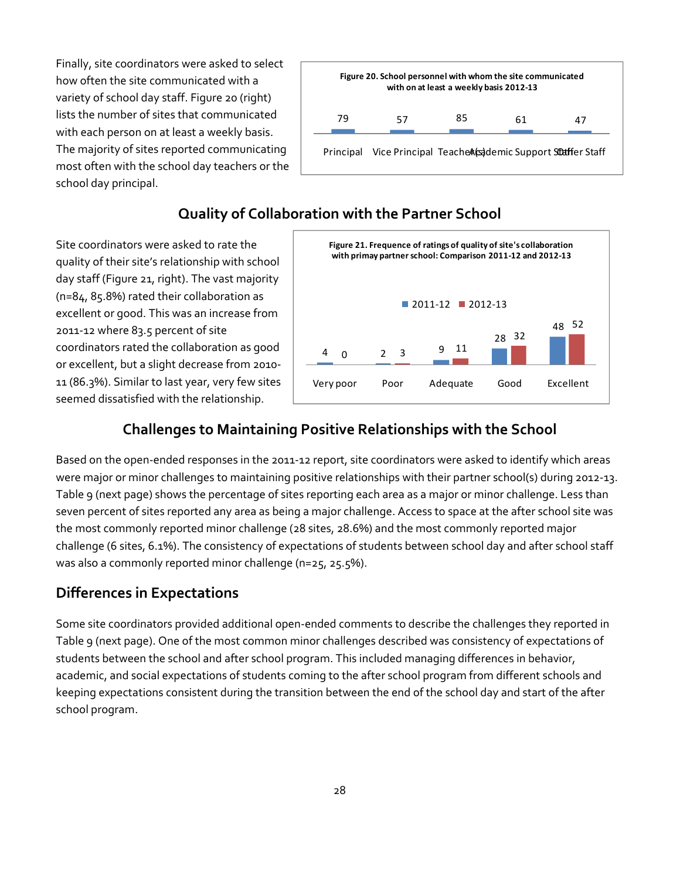Finally, site coordinators were asked to select how often the site communicated with a variety of school day staff. Figure 20 (right) lists the number of sites that communicated with each person on at least a weekly basis. The majority of sites reported communicating most often with the school day teachers or the school day principal.

**Figure 20. School personnel with whom the site communicated with on at least a weekly basis 2012-13**

| Principal | Vice Principal | Teacher(s) | Academic Support Staff | Other Staff |
|---|---|---|---|---|
| 79 | 57 | 85 | 61 | 47 |

## Quality of Collaboration with the Partner School

Site coordinators were asked to rate the quality of their site's relationship with school day staff (Figure 21, right). The vast majority (n=84, 85.8%) rated their collaboration as excellent or good. This was an increase from 2011-12 where 83.5 percent of site coordinators rated the collaboration as good or excellent, but a slight decrease from 2010-11 (86.3%). Similar to last year, very few sites seemed dissatisfied with the relationship.

**Figure 21. Frequence of ratings of quality of site's collaboration with primay partner school: Comparison 2011-12 and 2012-13**

| | Very poor | Poor | Adequate | Good | Excellent |
|---|---|---|---|---|---|
| 2011-12 | 4 | 2 | 9 | 28 | 48 |
| 2012-13 | 0 | 3 | 11 | 32 | 52 |

## Challenges to Maintaining Positive Relationships with the School

Based on the open-ended responses in the 2011-12 report, site coordinators were asked to identify which areas were major or minor challenges to maintaining positive relationships with their partner school(s) during 2012-13. Table 9 (next page) shows the percentage of sites reporting each area as a major or minor challenge. Less than seven percent of sites reported any area as being a major challenge. Access to space at the after school site was the most commonly reported minor challenge (28 sites, 28.6%) and the most commonly reported major challenge (6 sites, 6.1%). The consistency of expectations of students between school day and after school staff was also a commonly reported minor challenge (n=25, 25.5%).

## Differences in Expectations

Some site coordinators provided additional open-ended comments to describe the challenges they reported in Table 9 (next page). One of the most common minor challenges described was consistency of expectations of students between the school and after school program. This included managing differences in behavior, academic, and social expectations of students coming to the after school program from different schools and keeping expectations consistent during the transition between the end of the school day and start of the after school program.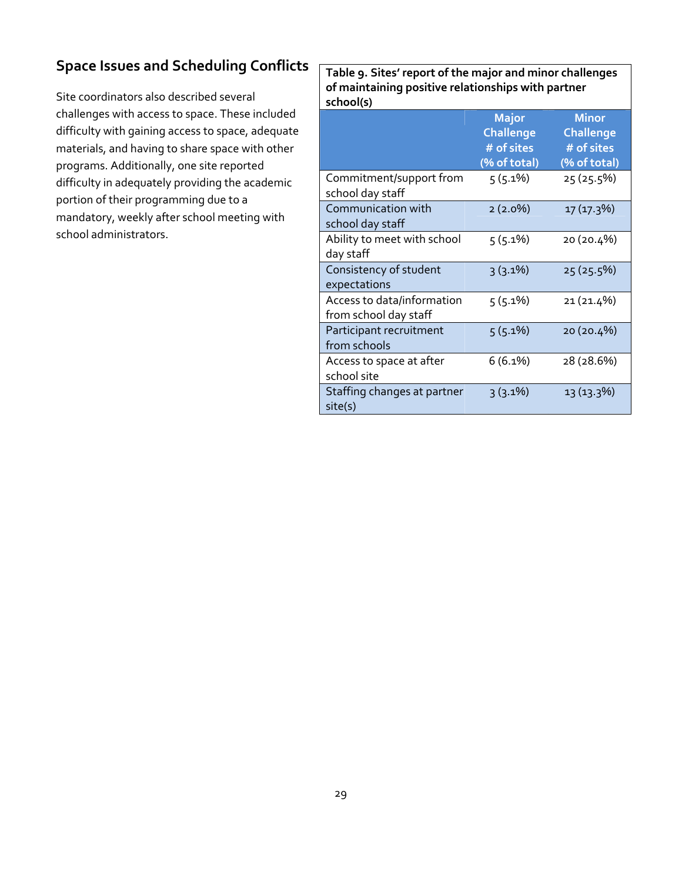## Space Issues and Scheduling Conflicts

Site coordinators also described several challenges with access to space. These included difficulty with gaining access to space, adequate materials, and having to share space with other programs. Additionally, one site reported difficulty in adequately providing the academic portion of their programming due to a mandatory, weekly after school meeting with school administrators.

**Table 9. Sites' report of the major and minor challenges of maintaining positive relationships with partner school(s)**

| | Major Challenge # of sites (% of total) | Minor Challenge # of sites (% of total) |
|---|---|---|
| Commitment/support from school day staff | 5 (5.1%) | 25 (25.5%) |
| Communication with school day staff | 2 (2.0%) | 17 (17.3%) |
| Ability to meet with school day staff | 5 (5.1%) | 20 (20.4%) |
| Consistency of student expectations | 3 (3.1%) | 25 (25.5%) |
| Access to data/information from school day staff | 5 (5.1%) | 21 (21.4%) |
| Participant recruitment from schools | 5 (5.1%) | 20 (20.4%) |
| Access to space at after school site | 6 (6.1%) | 28 (28.6%) |
| Staffing changes at partner site(s) | 3 (3.1%) | 13 (13.3%) |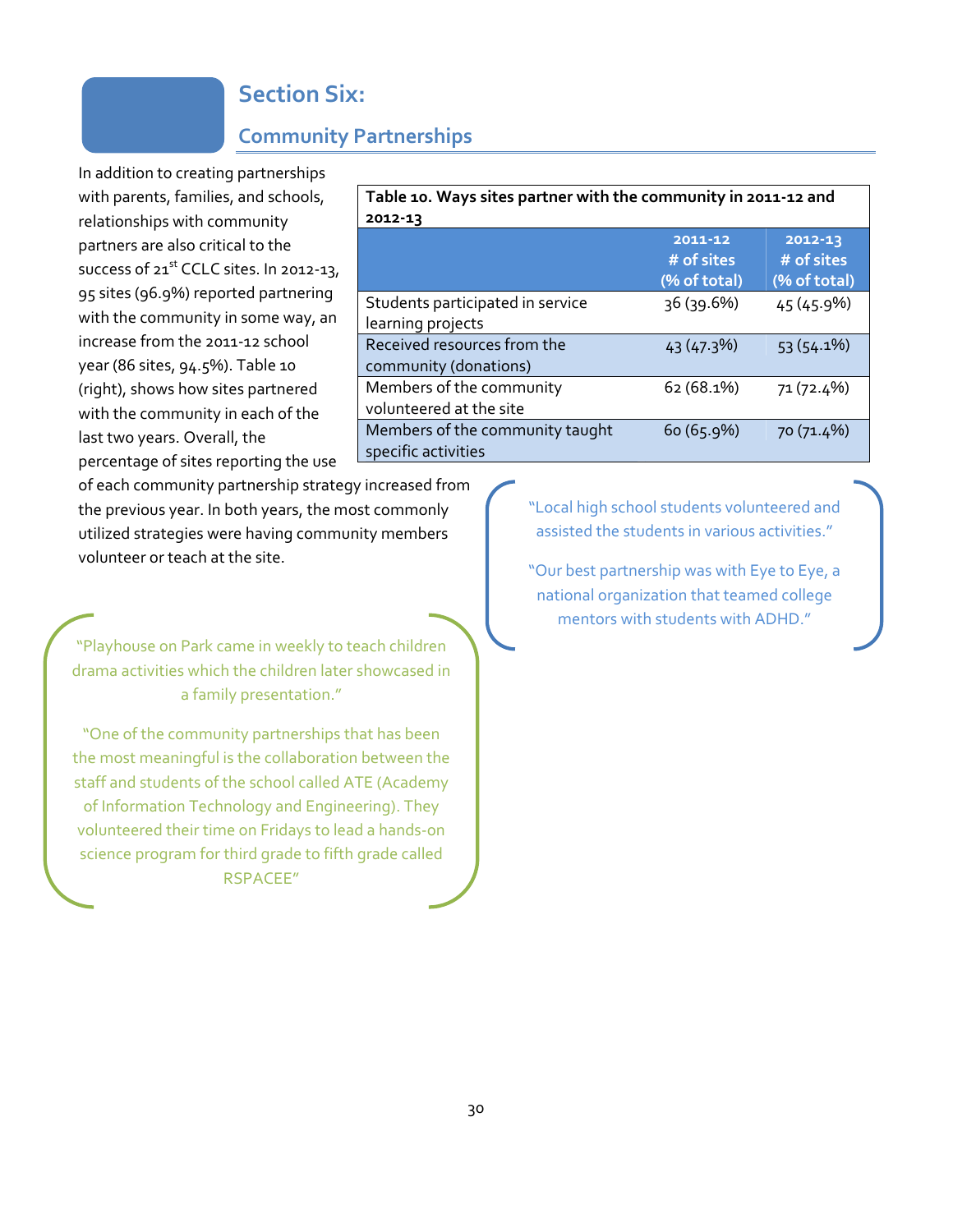# Section Six:

## Community Partnerships

In addition to creating partnerships with parents, families, and schools, relationships with community partners are also critical to the success of 21st CCLC sites. In 2012-13, 95 sites (96.9%) reported partnering with the community in some way, an increase from the 2011-12 school year (86 sites, 94.5%). Table 10 (right), shows how sites partnered with the community in each of the last two years. Overall, the percentage of sites reporting the use of each community partnership strategy increased from the previous year. In both years, the most commonly utilized strategies were having community members volunteer or teach at the site.

**Table 10. Ways sites partner with the community in 2011-12 and 2012-13**

| | 2011-12 # of sites (% of total) | 2012-13 # of sites (% of total) |
|---|---|---|
| Students participated in service learning projects | 36 (39.6%) | 45 (45.9%) |
| Received resources from the community (donations) | 43 (47.3%) | 53 (54.1%) |
| Members of the community volunteered at the site | 62 (68.1%) | 71 (72.4%) |
| Members of the community taught specific activities | 60 (65.9%) | 70 (71.4%) |

"Local high school students volunteered and assisted the students in various activities."

"Our best partnership was with Eye to Eye, a national organization that teamed college mentors with students with ADHD."

"Playhouse on Park came in weekly to teach children drama activities which the children later showcased in a family presentation."

"One of the community partnerships that has been the most meaningful is the collaboration between the staff and students of the school called ATE (Academy of Information Technology and Engineering). They volunteered their time on Fridays to lead a hands-on science program for third grade to fifth grade called RSPACEE"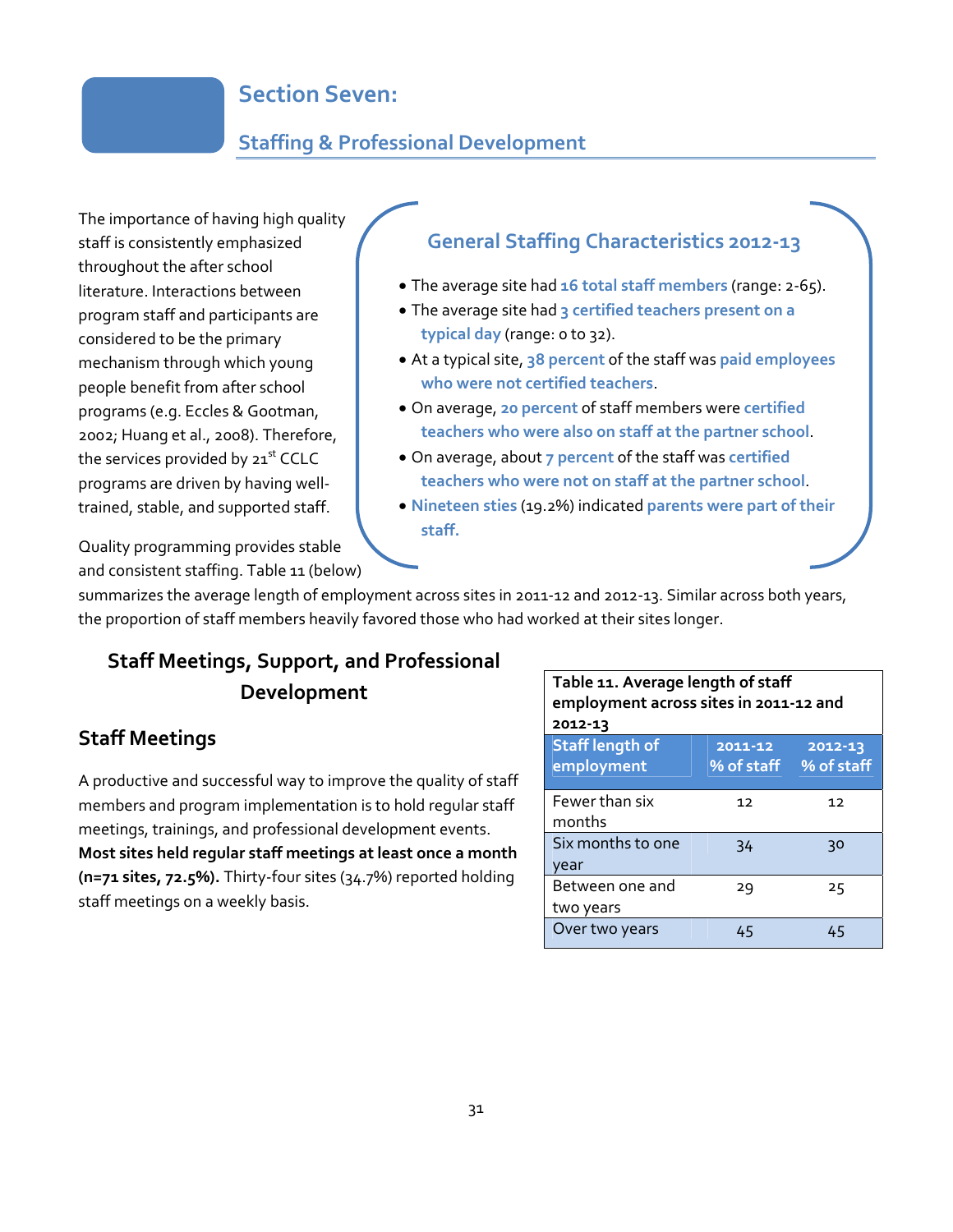# Section Seven:

## Staffing & Professional Development

The importance of having high quality staff is consistently emphasized throughout the after school literature. Interactions between program staff and participants are considered to be the primary mechanism through which young people benefit from after school programs (e.g. Eccles & Gootman, 2002; Huang et al., 2008). Therefore, the services provided by 21st CCLC programs are driven by having well-trained, stable, and supported staff.

### General Staffing Characteristics 2012-13

- The average site had **16 total staff members** (range: 2-65).
- The average site had **3 certified teachers present on a typical day** (range: 0 to 32).
- At a typical site, **38 percent** of the staff was **paid employees who were not certified teachers**.
- On average, **20 percent** of staff members were **certified teachers who were also on staff at the partner school**.
- On average, about **7 percent** of the staff was **certified teachers who were not on staff at the partner school**.
- **Nineteen sties** (19.2%) indicated **parents were part of their staff.**

Quality programming provides stable and consistent staffing. Table 11 (below) summarizes the average length of employment across sites in 2011-12 and 2012-13. Similar across both years, the proportion of staff members heavily favored those who had worked at their sites longer.

**Table 11. Average length of staff employment across sites in 2011-12 and 2012-13**

| Staff length of employment | 2011-12 % of staff | 2012-13 % of staff |
|---|---|---|
| Fewer than six months | 12 | 12 |
| Six months to one year | 34 | 30 |
| Between one and two years | 29 | 25 |
| Over two years | 45 | 45 |

## Staff Meetings, Support, and Professional Development

### Staff Meetings

A productive and successful way to improve the quality of staff members and program implementation is to hold regular staff meetings, trainings, and professional development events. **Most sites held regular staff meetings at least once a month (n=71 sites, 72.5%).** Thirty-four sites (34.7%) reported holding staff meetings on a weekly basis.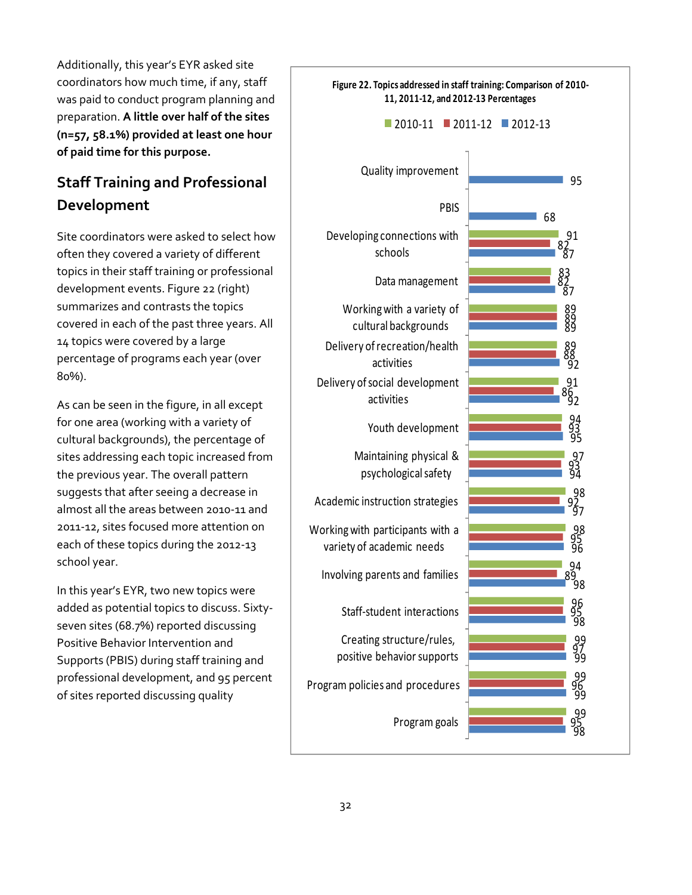Additionally, this year's EYR asked site coordinators how much time, if any, staff was paid to conduct program planning and preparation. **A little over half of the sites (n=57, 58.1%) provided at least one hour of paid time for this purpose.**

## Staff Training and Professional Development

Site coordinators were asked to select how often they covered a variety of different topics in their staff training or professional development events. Figure 22 (right) summarizes and contrasts the topics covered in each of the past three years. All 14 topics were covered by a large percentage of programs each year (over 80%).

As can be seen in the figure, in all except for one area (working with a variety of cultural backgrounds), the percentage of sites addressing each topic increased from the previous year. The overall pattern suggests that after seeing a decrease in almost all the areas between 2010-11 and 2011-12, sites focused more attention on each of these topics during the 2012-13 school year.

In this year's EYR, two new topics were added as potential topics to discuss. Sixty-seven sites (68.7%) reported discussing Positive Behavior Intervention and Supports (PBIS) during staff training and professional development, and 95 percent of sites reported discussing quality

**Figure 22. Topics addressed in staff training: Comparison of 2010-11, 2011-12, and 2012-13 Percentages**

| Topic | 2010-11 | 2011-12 | 2012-13 |
|---|---|---|---|
| Quality improvement | | | 95 |
| PBIS | | | 68 |
| Developing connections with schools | 91 | 82 | 87 |
| Data management | 83 | 82 | 87 |
| Working with a variety of cultural backgrounds | 89 | 89 | 89 |
| Delivery of recreation/health activities | 89 | 88 | 92 |
| Delivery of social development activities | 91 | 86 | 92 |
| Youth development | 94 | 93 | 95 |
| Maintaining physical & psychological safety | 97 | 93 | 94 |
| Academic instruction strategies | 98 | 92 | 97 |
| Working with participants with a variety of academic needs | 98 | 95 | 96 |
| Involving parents and families | 94 | 89 | 98 |
| Staff-student interactions | 96 | 95 | 98 |
| Creating structure/rules, positive behavior supports | 99 | 97 | 99 |
| Program policies and procedures | 99 | 96 | 99 |
| Program goals | 99 | 95 | 98 |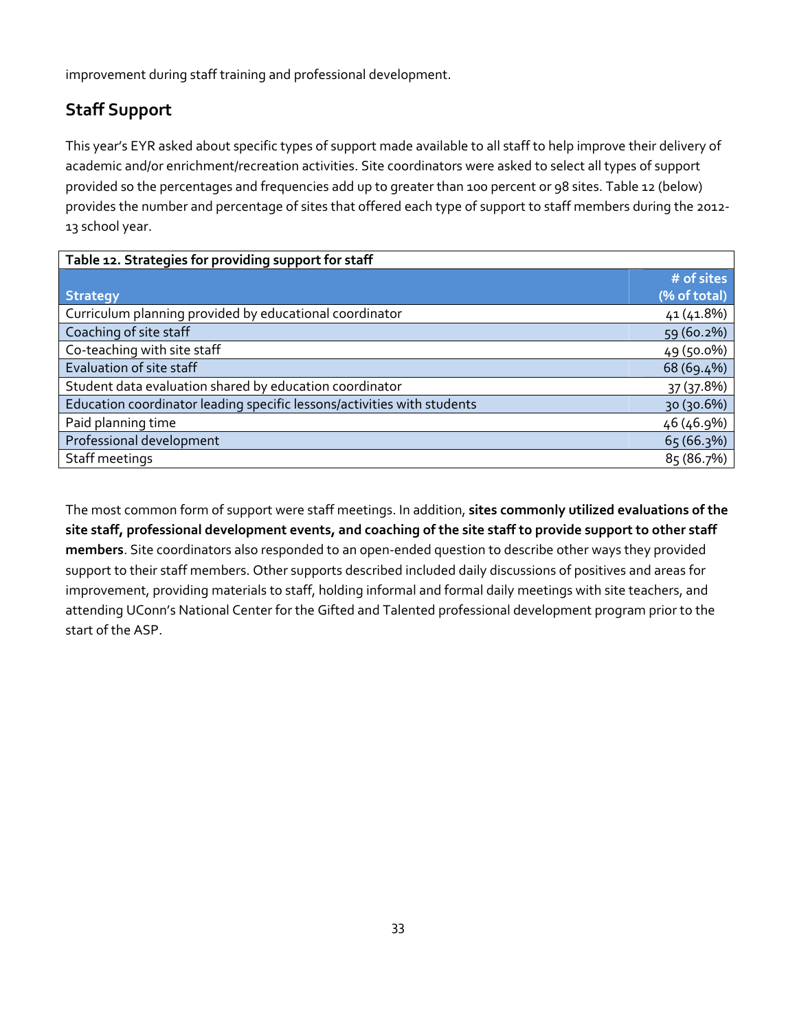improvement during staff training and professional development.

## Staff Support

This year's EYR asked about specific types of support made available to all staff to help improve their delivery of academic and/or enrichment/recreation activities. Site coordinators were asked to select all types of support provided so the percentages and frequencies add up to greater than 100 percent or 98 sites. Table 12 (below) provides the number and percentage of sites that offered each type of support to staff members during the 2012-13 school year.

**Table 12. Strategies for providing support for staff**

| Strategy | # of sites (% of total) |
|---|---|
| Curriculum planning provided by educational coordinator | 41 (41.8%) |
| Coaching of site staff | 59 (60.2%) |
| Co-teaching with site staff | 49 (50.0%) |
| Evaluation of site staff | 68 (69.4%) |
| Student data evaluation shared by education coordinator | 37 (37.8%) |
| Education coordinator leading specific lessons/activities with students | 30 (30.6%) |
| Paid planning time | 46 (46.9%) |
| Professional development | 65 (66.3%) |
| Staff meetings | 85 (86.7%) |

The most common form of support were staff meetings. In addition, **sites commonly utilized evaluations of the site staff, professional development events, and coaching of the site staff to provide support to other staff members**. Site coordinators also responded to an open-ended question to describe other ways they provided support to their staff members. Other supports described included daily discussions of positives and areas for improvement, providing materials to staff, holding informal and formal daily meetings with site teachers, and attending UConn's National Center for the Gifted and Talented professional development program prior to the start of the ASP.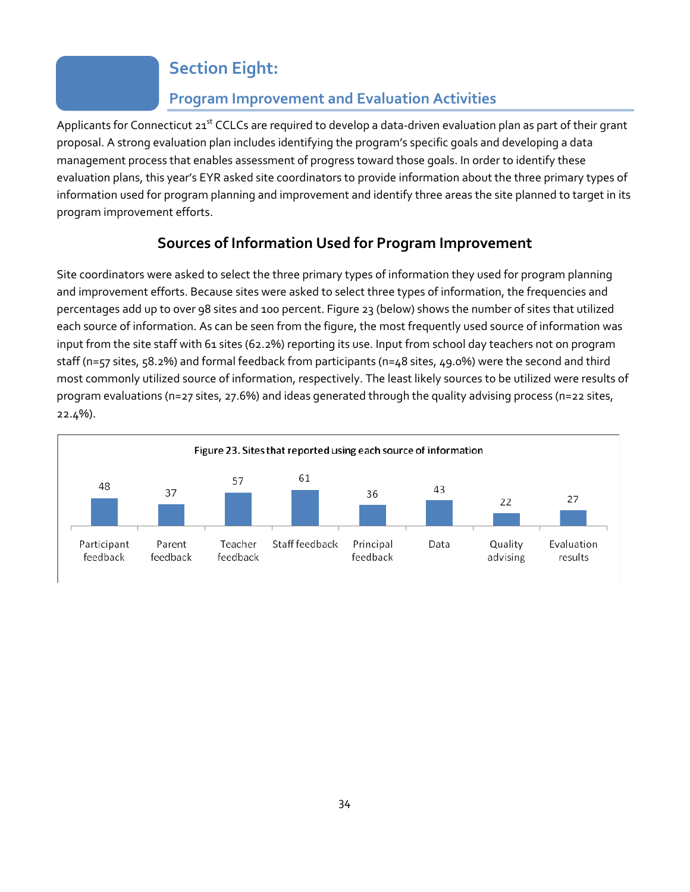# Section Eight:

## Program Improvement and Evaluation Activities

Applicants for Connecticut 21st CCLCs are required to develop a data-driven evaluation plan as part of their grant proposal. A strong evaluation plan includes identifying the program's specific goals and developing a data management process that enables assessment of progress toward those goals. In order to identify these evaluation plans, this year's EYR asked site coordinators to provide information about the three primary types of information used for program planning and improvement and identify three areas the site planned to target in its program improvement efforts.

### Sources of Information Used for Program Improvement

Site coordinators were asked to select the three primary types of information they used for program planning and improvement efforts. Because sites were asked to select three types of information, the frequencies and percentages add up to over 98 sites and 100 percent. Figure 23 (below) shows the number of sites that utilized each source of information. As can be seen from the figure, the most frequently used source of information was input from the site staff with 61 sites (62.2%) reporting its use. Input from school day teachers not on program staff (n=57 sites, 58.2%) and formal feedback from participants (n=48 sites, 49.0%) were the second and third most commonly utilized source of information, respectively. The least likely sources to be utilized were results of program evaluations (n=27 sites, 27.6%) and ideas generated through the quality advising process (n=22 sites, 22.4%).

Figure 23. Sites that reported using each source of information

| Participant feedback | Parent feedback | Teacher feedback | Staff feedback | Principal feedback | Data | Quality advising | Evaluation results |
|---|---|---|---|---|---|---|---|
| 48 | 37 | 57 | 61 | 36 | 43 | 22 | 27 |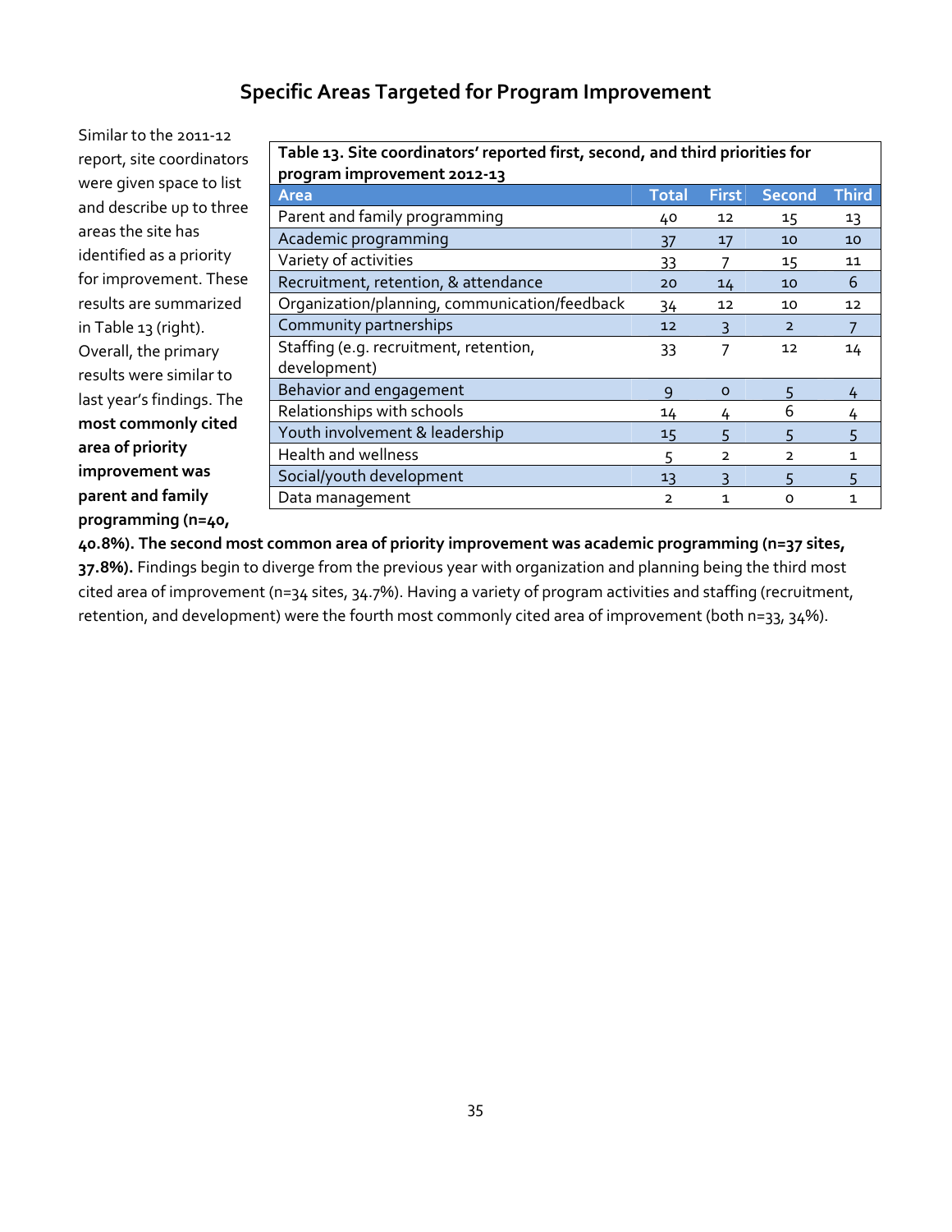## Specific Areas Targeted for Program Improvement

Similar to the 2011-12 report, site coordinators were given space to list and describe up to three areas the site has identified as a priority for improvement. These results are summarized in Table 13 (right). Overall, the primary results were similar to last year's findings. The **most commonly cited area of priority improvement was parent and family programming (n=40, 40.8%). The second most common area of priority improvement was academic programming (n=37 sites, 37.8%).** Findings begin to diverge from the previous year with organization and planning being the third most cited area of improvement (n=34 sites, 34.7%). Having a variety of program activities and staffing (recruitment, retention, and development) were the fourth most commonly cited area of improvement (both n=33, 34%).

**Table 13. Site coordinators' reported first, second, and third priorities for program improvement 2012-13**

| Area | Total | First | Second | Third |
|---|---|---|---|---|
| Parent and family programming | 40 | 12 | 15 | 13 |
| Academic programming | 37 | 17 | 10 | 10 |
| Variety of activities | 33 | 7 | 15 | 11 |
| Recruitment, retention, & attendance | 20 | 14 | 10 | 6 |
| Organization/planning, communication/feedback | 34 | 12 | 10 | 12 |
| Community partnerships | 12 | 3 | 2 | 7 |
| Staffing (e.g. recruitment, retention, development) | 33 | 7 | 12 | 14 |
| Behavior and engagement | 9 | 0 | 5 | 4 |
| Relationships with schools | 14 | 4 | 6 | 4 |
| Youth involvement & leadership | 15 | 5 | 5 | 5 |
| Health and wellness | 5 | 2 | 2 | 1 |
| Social/youth development | 13 | 3 | 5 | 5 |
| Data management | 2 | 1 | 0 | 1 |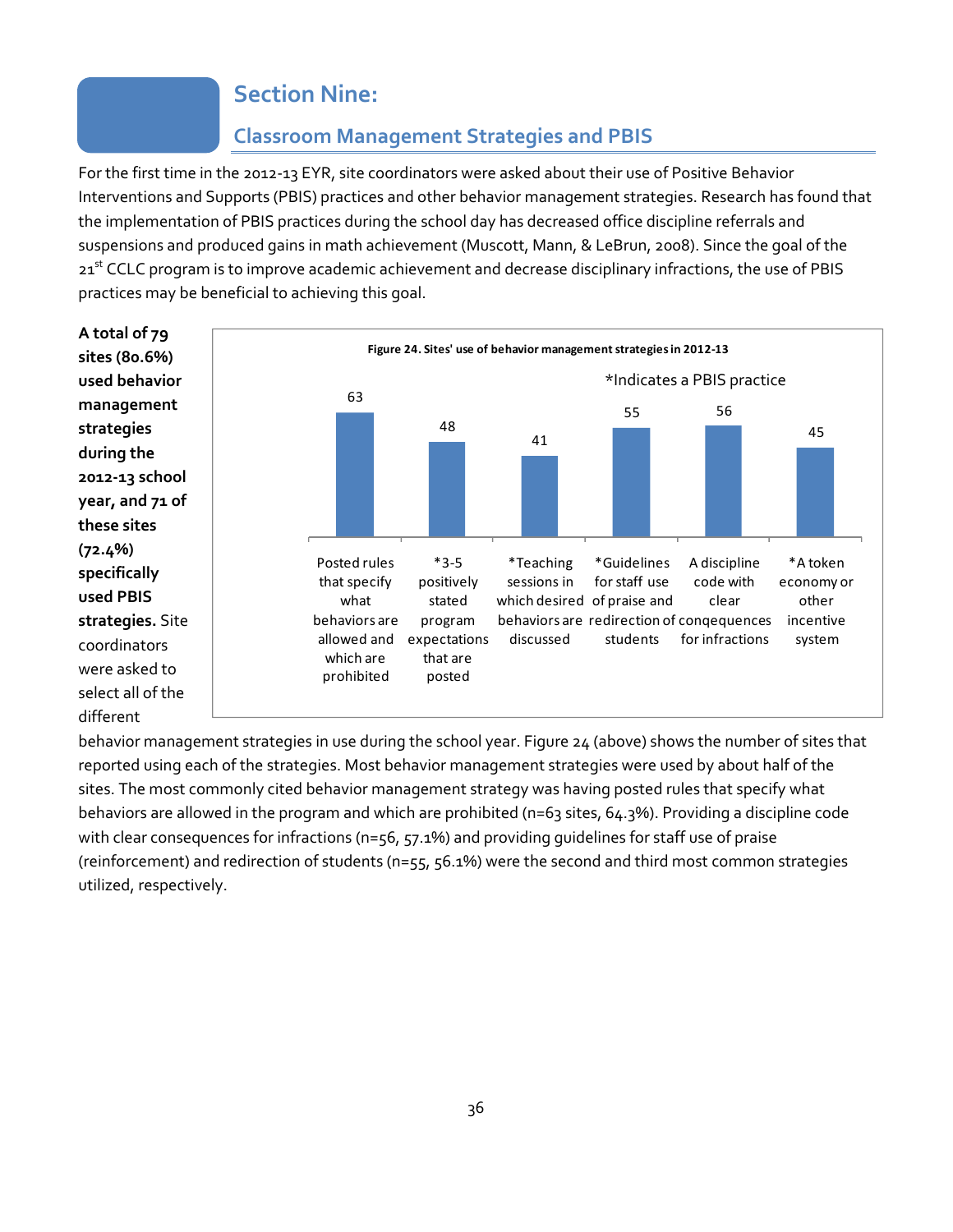# Section Nine:

## Classroom Management Strategies and PBIS

For the first time in the 2012-13 EYR, site coordinators were asked about their use of Positive Behavior Interventions and Supports (PBIS) practices and other behavior management strategies. Research has found that the implementation of PBIS practices during the school day has decreased office discipline referrals and suspensions and produced gains in math achievement (Muscott, Mann, & LeBrun, 2008). Since the goal of the 21st CCLC program is to improve academic achievement and decrease disciplinary infractions, the use of PBIS practices may be beneficial to achieving this goal.

**A total of 79 sites (80.6%) used behavior management strategies during the 2012-13 school year, and 71 of these sites (72.4%) specifically used PBIS strategies.** Site coordinators were asked to select all of the different behavior management strategies in use during the school year. Figure 24 (above) shows the number of sites that reported using each of the strategies. Most behavior management strategies were used by about half of the sites. The most commonly cited behavior management strategy was having posted rules that specify what behaviors are allowed in the program and which are prohibited (n=63 sites, 64.3%). Providing a discipline code with clear consequences for infractions (n=56, 57.1%) and providing guidelines for staff use of praise (reinforcement) and redirection of students (n=55, 56.1%) were the second and third most common strategies utilized, respectively.

**Figure 24. Sites' use of behavior management strategies in 2012-13**

*Indicates a PBIS practice

| Strategy | Number of sites |
|---|---|
| Posted rules that specify what behaviors are allowed and which are prohibited | 63 |
| *3-5 positively stated program expectations that are posted | 48 |
| *Teaching sessions in which desired behaviors are discussed | 41 |
| *Guidelines for staff use of praise and redirection of students | 55 |
| A discipline code with clear conqequences for infractions | 56 |
| *A token economy or other incentive system | 45 |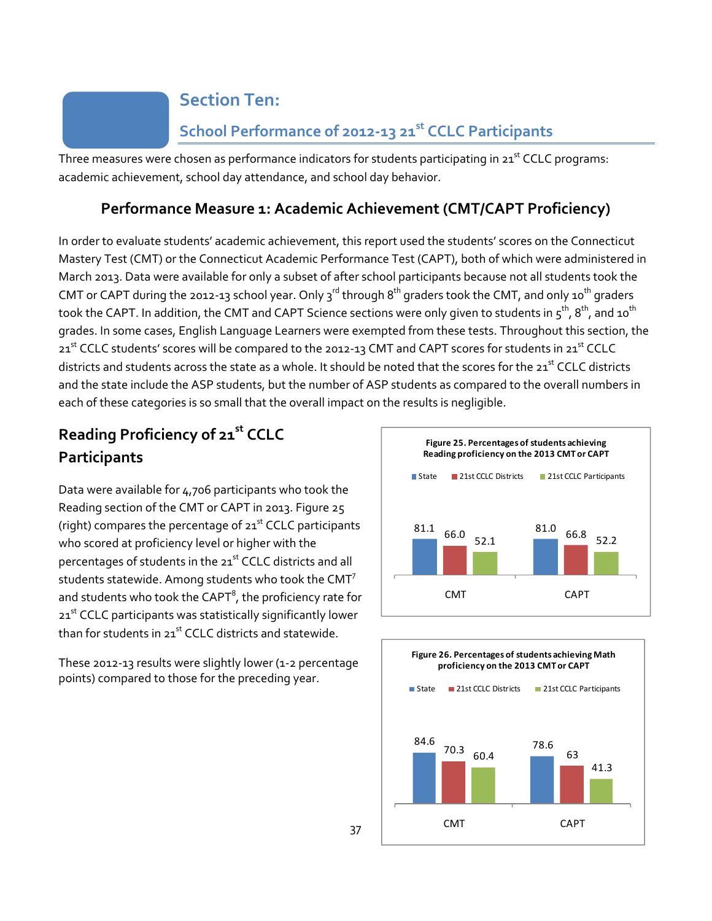## Section Ten:

## School Performance of 2012-13 21st CCLC Participants

Three measures were chosen as performance indicators for students participating in 21st CCLC programs: academic achievement, school day attendance, and school day behavior.

### Performance Measure 1: Academic Achievement (CMT/CAPT Proficiency)

In order to evaluate students' academic achievement, this report used the students' scores on the Connecticut Mastery Test (CMT) or the Connecticut Academic Performance Test (CAPT), both of which were administered in March 2013. Data were available for only a subset of after school participants because not all students took the CMT or CAPT during the 2012-13 school year. Only 3rd through 8th graders took the CMT, and only 10th graders took the CAPT. In addition, the CMT and CAPT Science sections were only given to students in 5th, 8th, and 10th grades. In some cases, English Language Learners were exempted from these tests. Throughout this section, the 21st CCLC students' scores will be compared to the 2012-13 CMT and CAPT scores for students in 21st CCLC districts and students across the state as a whole. It should be noted that the scores for the 21st CCLC districts and the state include the ASP students, but the number of ASP students as compared to the overall numbers in each of these categories is so small that the overall impact on the results is negligible.

### Reading Proficiency of 21st CCLC Participants

Data were available for 4,706 participants who took the Reading section of the CMT or CAPT in 2013. Figure 25 (right) compares the percentage of 21st CCLC participants who scored at proficiency level or higher with the percentages of students in the 21st CCLC districts and all students statewide. Among students who took the CMT[7] and students who took the CAPT[8], the proficiency rate for 21st CCLC participants was statistically significantly lower than for students in 21st CCLC districts and statewide.

These 2012-13 results were slightly lower (1-2 percentage points) compared to those for the preceding year.

**Figure 25. Percentages of students achieving Reading proficiency on the 2013 CMT or CAPT**

| | State | 21st CCLC Districts | 21st CCLC Participants |
|---|---|---|---|
| CMT | 81.1 | 66.0 | 52.1 |
| CAPT | 81.0 | 66.8 | 52.2 |

**Figure 26. Percentages of students achieving Math proficiency on the 2013 CMT or CAPT**

| | State | 21st CCLC Districts | 21st CCLC Participants |
|---|---|---|---|
| CMT | 84.6 | 70.3 | 60.4 |
| CAPT | 78.6 | 63 | 41.3 |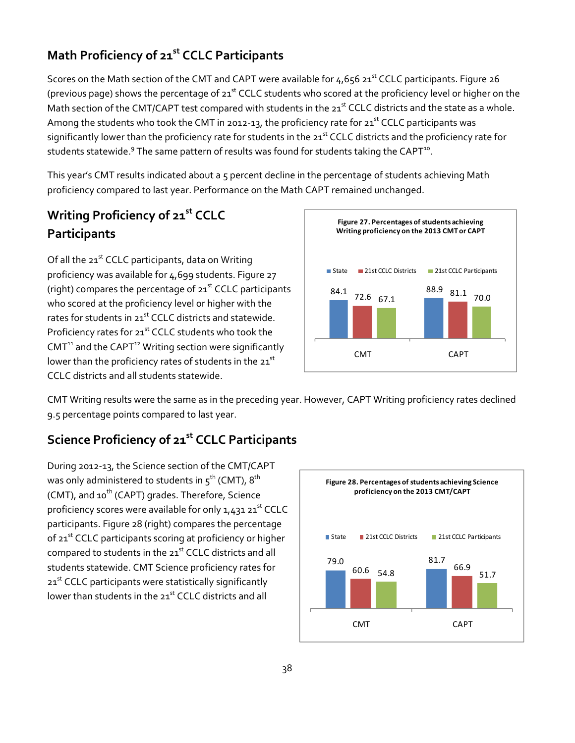## Math Proficiency of 21st CCLC Participants

Scores on the Math section of the CMT and CAPT were available for 4,656 21st CCLC participants. Figure 26 (previous page) shows the percentage of 21st CCLC students who scored at the proficiency level or higher on the Math section of the CMT/CAPT test compared with students in the 21st CCLC districts and the state as a whole. Among the students who took the CMT in 2012-13, the proficiency rate for 21st CCLC participants was significantly lower than the proficiency rate for students in the 21st CCLC districts and the proficiency rate for students statewide.[9] The same pattern of results was found for students taking the CAPT[10].

This year's CMT results indicated about a 5 percent decline in the percentage of students achieving Math proficiency compared to last year. Performance on the Math CAPT remained unchanged.

## Writing Proficiency of 21st CCLC Participants

Of all the 21st CCLC participants, data on Writing proficiency was available for 4,699 students. Figure 27 (right) compares the percentage of 21st CCLC participants who scored at the proficiency level or higher with the rates for students in 21st CCLC districts and statewide. Proficiency rates for 21st CCLC students who took the CMT[11] and the CAPT[12] Writing section were significantly lower than the proficiency rates of students in the 21st CCLC districts and all students statewide.

**Figure 27. Percentages of students achieving Writing proficiency on the 2013 CMT or CAPT**

| | State | 21st CCLC Districts | 21st CCLC Participants |
|---|---|---|---|
| CMT | 84.1 | 72.6 | 67.1 |
| CAPT | 88.9 | 81.1 | 70.0 |

CMT Writing results were the same as in the preceding year. However, CAPT Writing proficiency rates declined 9.5 percentage points compared to last year.

## Science Proficiency of 21st CCLC Participants

During 2012-13, the Science section of the CMT/CAPT was only administered to students in 5th (CMT), 8th (CMT), and 10th (CAPT) grades. Therefore, Science proficiency scores were available for only 1,431 21st CCLC participants. Figure 28 (right) compares the percentage of 21st CCLC participants scoring at proficiency or higher compared to students in the 21st CCLC districts and all students statewide. CMT Science proficiency rates for 21st CCLC participants were statistically significantly lower than students in the 21st CCLC districts and all

**Figure 28. Percentages of students achieving Science proficiency on the 2013 CMT/CAPT**

| | State | 21st CCLC Districts | 21st CCLC Participants |
|---|---|---|---|
| CMT | 79.0 | 60.6 | 54.8 |
| CAPT | 81.7 | 66.9 | 51.7 |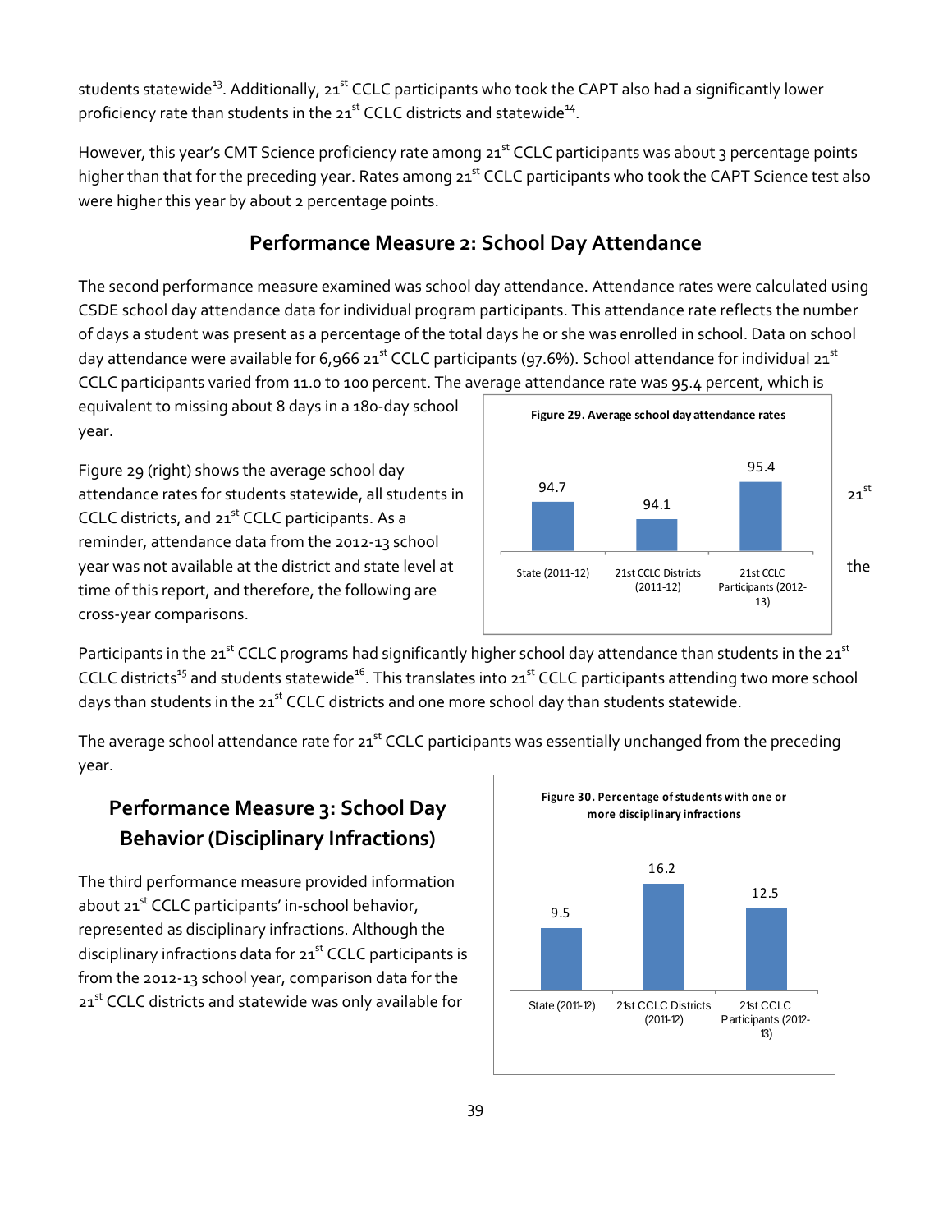students statewide[13]. Additionally, 21st CCLC participants who took the CAPT also had a significantly lower proficiency rate than students in the 21st CCLC districts and statewide[14].

However, this year's CMT Science proficiency rate among 21st CCLC participants was about 3 percentage points higher than that for the preceding year. Rates among 21st CCLC participants who took the CAPT Science test also were higher this year by about 2 percentage points.

## Performance Measure 2: School Day Attendance

The second performance measure examined was school day attendance. Attendance rates were calculated using CSDE school day attendance data for individual program participants. This attendance rate reflects the number of days a student was present as a percentage of the total days he or she was enrolled in school. Data on school day attendance were available for 6,966 21st CCLC participants (97.6%). School attendance for individual 21st CCLC participants varied from 11.0 to 100 percent. The average attendance rate was 95.4 percent, which is equivalent to missing about 8 days in a 180-day school year.

Figure 29 (right) shows the average school day attendance rates for students statewide, all students in 21st CCLC districts, and 21st CCLC participants. As a reminder, attendance data from the 2012-13 school year was not available at the district and state level at the time of this report, and therefore, the following are cross-year comparisons.

**Figure 29. Average school day attendance rates**

| Group | Average attendance rate |
|---|---|
| State (2011-12) | 94.7 |
| 21st CCLC Districts (2011-12) | 94.1 |
| 21st CCLC Participants (2012-13) | 95.4 |

Participants in the 21st CCLC programs had significantly higher school day attendance than students in the 21st CCLC districts[15] and students statewide[16]. This translates into 21st CCLC participants attending two more school days than students in the 21st CCLC districts and one more school day than students statewide.

The average school attendance rate for 21st CCLC participants was essentially unchanged from the preceding year.

## Performance Measure 3: School Day Behavior (Disciplinary Infractions)

The third performance measure provided information about 21st CCLC participants' in-school behavior, represented as disciplinary infractions. Although the disciplinary infractions data for 21st CCLC participants is from the 2012-13 school year, comparison data for the 21st CCLC districts and statewide was only available for

**Figure 30. Percentage of students with one or more disciplinary infractions**

| Group | Percentage |
|---|---|
| State (2011-12) | 9.5 |
| 21st CCLC Districts (2011-12) | 16.2 |
| 21st CCLC Participants (2012-13) | 12.5 |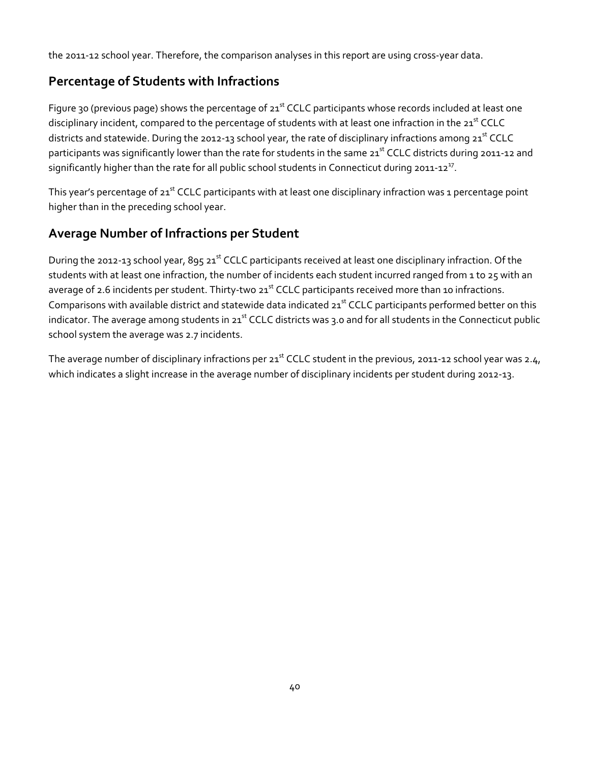the 2011-12 school year. Therefore, the comparison analyses in this report are using cross-year data.

## Percentage of Students with Infractions

Figure 30 (previous page) shows the percentage of 21st CCLC participants whose records included at least one disciplinary incident, compared to the percentage of students with at least one infraction in the 21st CCLC districts and statewide. During the 2012-13 school year, the rate of disciplinary infractions among 21st CCLC participants was significantly lower than the rate for students in the same 21st CCLC districts during 2011-12 and significantly higher than the rate for all public school students in Connecticut during 2011-12[17].

This year's percentage of 21st CCLC participants with at least one disciplinary infraction was 1 percentage point higher than in the preceding school year.

## Average Number of Infractions per Student

During the 2012-13 school year, 895 21st CCLC participants received at least one disciplinary infraction. Of the students with at least one infraction, the number of incidents each student incurred ranged from 1 to 25 with an average of 2.6 incidents per student. Thirty-two 21st CCLC participants received more than 10 infractions. Comparisons with available district and statewide data indicated 21st CCLC participants performed better on this indicator. The average among students in 21st CCLC districts was 3.0 and for all students in the Connecticut public school system the average was 2.7 incidents.

The average number of disciplinary infractions per 21st CCLC student in the previous, 2011-12 school year was 2.4, which indicates a slight increase in the average number of disciplinary incidents per student during 2012-13.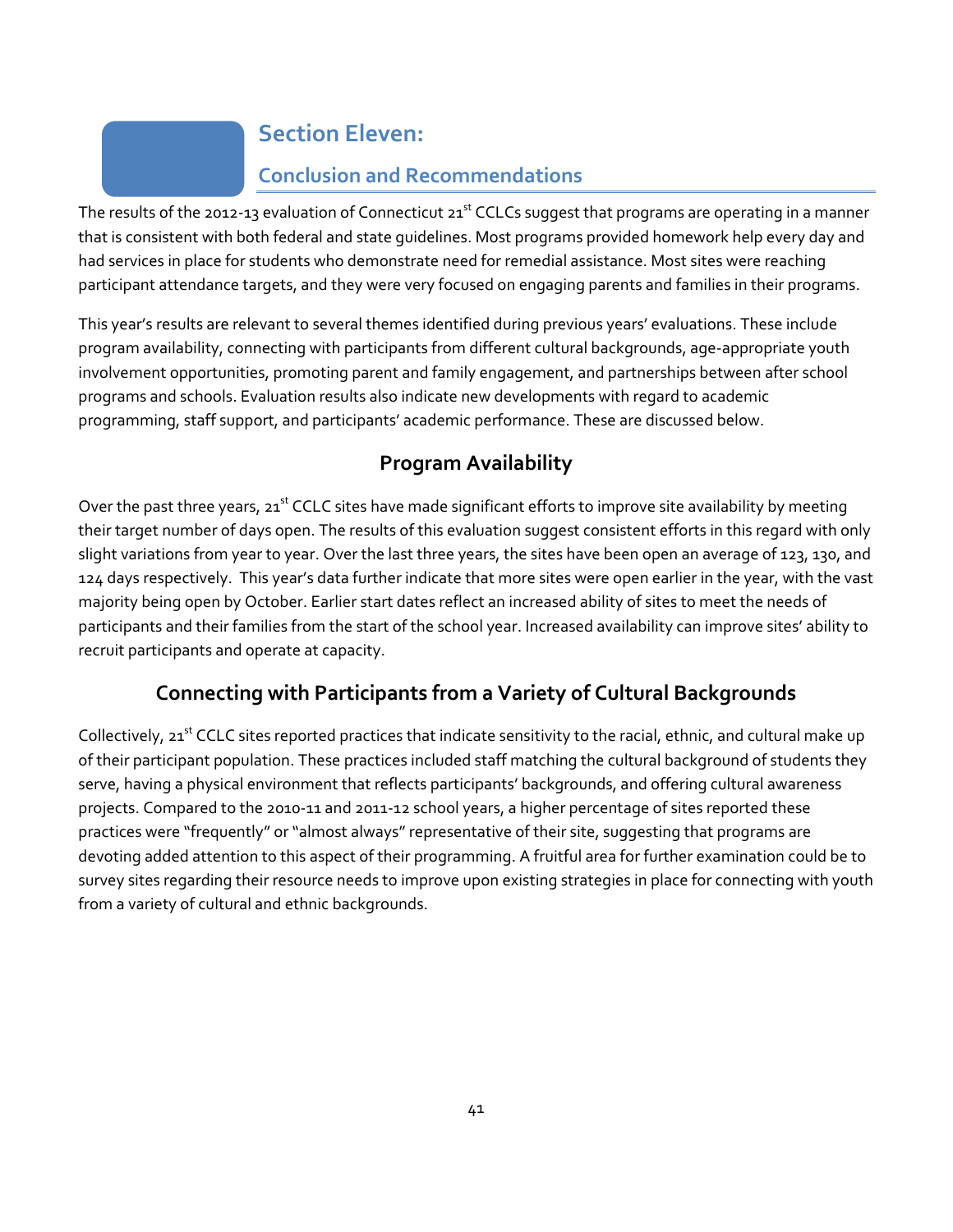# Section Eleven:

## Conclusion and Recommendations

The results of the 2012-13 evaluation of Connecticut 21st CCLCs suggest that programs are operating in a manner that is consistent with both federal and state guidelines. Most programs provided homework help every day and had services in place for students who demonstrate need for remedial assistance. Most sites were reaching participant attendance targets, and they were very focused on engaging parents and families in their programs.

This year's results are relevant to several themes identified during previous years' evaluations. These include program availability, connecting with participants from different cultural backgrounds, age-appropriate youth involvement opportunities, promoting parent and family engagement, and partnerships between after school programs and schools. Evaluation results also indicate new developments with regard to academic programming, staff support, and participants' academic performance. These are discussed below.

### Program Availability

Over the past three years, 21st CCLC sites have made significant efforts to improve site availability by meeting their target number of days open. The results of this evaluation suggest consistent efforts in this regard with only slight variations from year to year. Over the last three years, the sites have been open an average of 123, 130, and 124 days respectively. This year's data further indicate that more sites were open earlier in the year, with the vast majority being open by October. Earlier start dates reflect an increased ability of sites to meet the needs of participants and their families from the start of the school year. Increased availability can improve sites' ability to recruit participants and operate at capacity.

### Connecting with Participants from a Variety of Cultural Backgrounds

Collectively, 21st CCLC sites reported practices that indicate sensitivity to the racial, ethnic, and cultural make up of their participant population. These practices included staff matching the cultural background of students they serve, having a physical environment that reflects participants' backgrounds, and offering cultural awareness projects. Compared to the 2010-11 and 2011-12 school years, a higher percentage of sites reported these practices were "frequently" or "almost always" representative of their site, suggesting that programs are devoting added attention to this aspect of their programming. A fruitful area for further examination could be to survey sites regarding their resource needs to improve upon existing strategies in place for connecting with youth from a variety of cultural and ethnic backgrounds.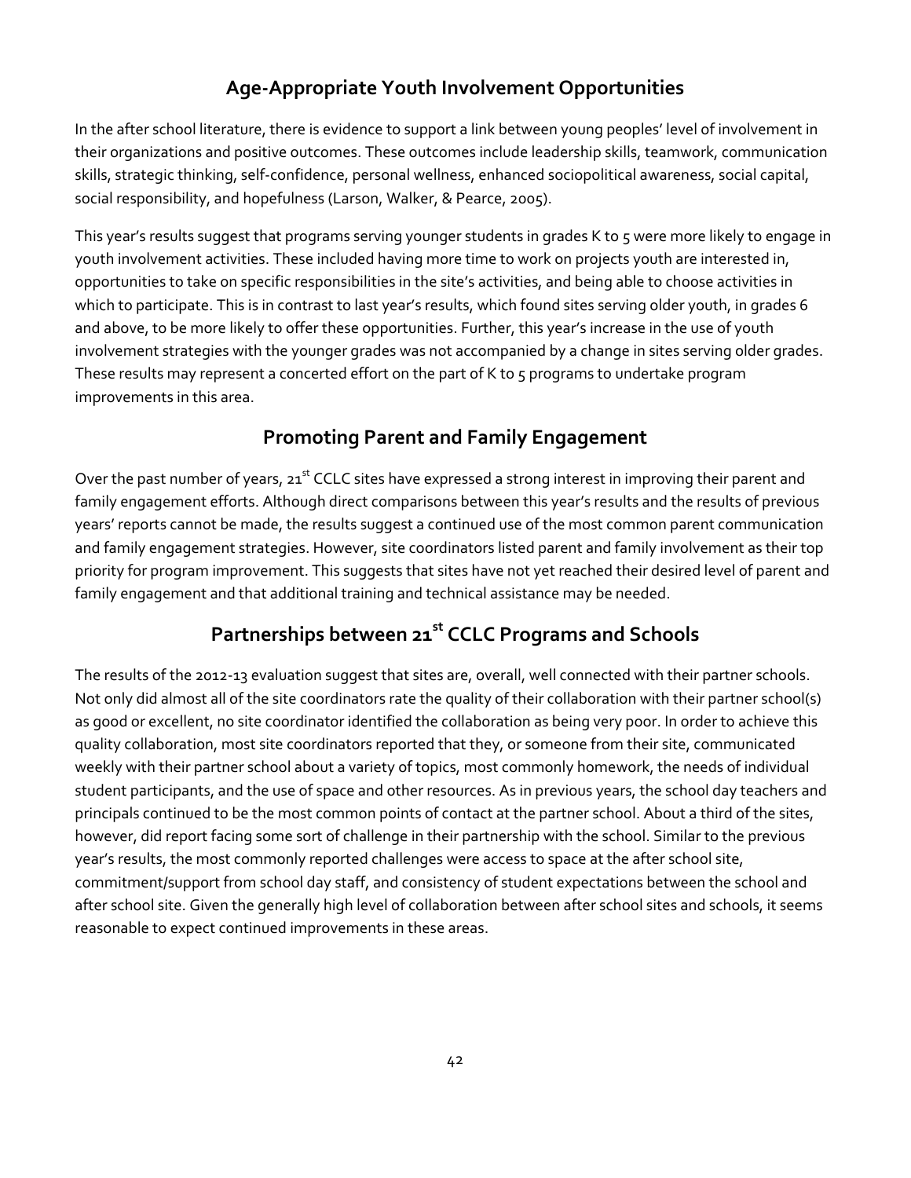## Age-Appropriate Youth Involvement Opportunities

In the after school literature, there is evidence to support a link between young peoples' level of involvement in their organizations and positive outcomes. These outcomes include leadership skills, teamwork, communication skills, strategic thinking, self-confidence, personal wellness, enhanced sociopolitical awareness, social capital, social responsibility, and hopefulness (Larson, Walker, & Pearce, 2005).

This year's results suggest that programs serving younger students in grades K to 5 were more likely to engage in youth involvement activities. These included having more time to work on projects youth are interested in, opportunities to take on specific responsibilities in the site's activities, and being able to choose activities in which to participate. This is in contrast to last year's results, which found sites serving older youth, in grades 6 and above, to be more likely to offer these opportunities. Further, this year's increase in the use of youth involvement strategies with the younger grades was not accompanied by a change in sites serving older grades. These results may represent a concerted effort on the part of K to 5 programs to undertake program improvements in this area.

## Promoting Parent and Family Engagement

Over the past number of years, 21st CCLC sites have expressed a strong interest in improving their parent and family engagement efforts. Although direct comparisons between this year's results and the results of previous years' reports cannot be made, the results suggest a continued use of the most common parent communication and family engagement strategies. However, site coordinators listed parent and family involvement as their top priority for program improvement. This suggests that sites have not yet reached their desired level of parent and family engagement and that additional training and technical assistance may be needed.

## Partnerships between 21st CCLC Programs and Schools

The results of the 2012-13 evaluation suggest that sites are, overall, well connected with their partner schools. Not only did almost all of the site coordinators rate the quality of their collaboration with their partner school(s) as good or excellent, no site coordinator identified the collaboration as being very poor. In order to achieve this quality collaboration, most site coordinators reported that they, or someone from their site, communicated weekly with their partner school about a variety of topics, most commonly homework, the needs of individual student participants, and the use of space and other resources. As in previous years, the school day teachers and principals continued to be the most common points of contact at the partner school. About a third of the sites, however, did report facing some sort of challenge in their partnership with the school. Similar to the previous year's results, the most commonly reported challenges were access to space at the after school site, commitment/support from school day staff, and consistency of student expectations between the school and after school site. Given the generally high level of collaboration between after school sites and schools, it seems reasonable to expect continued improvements in these areas.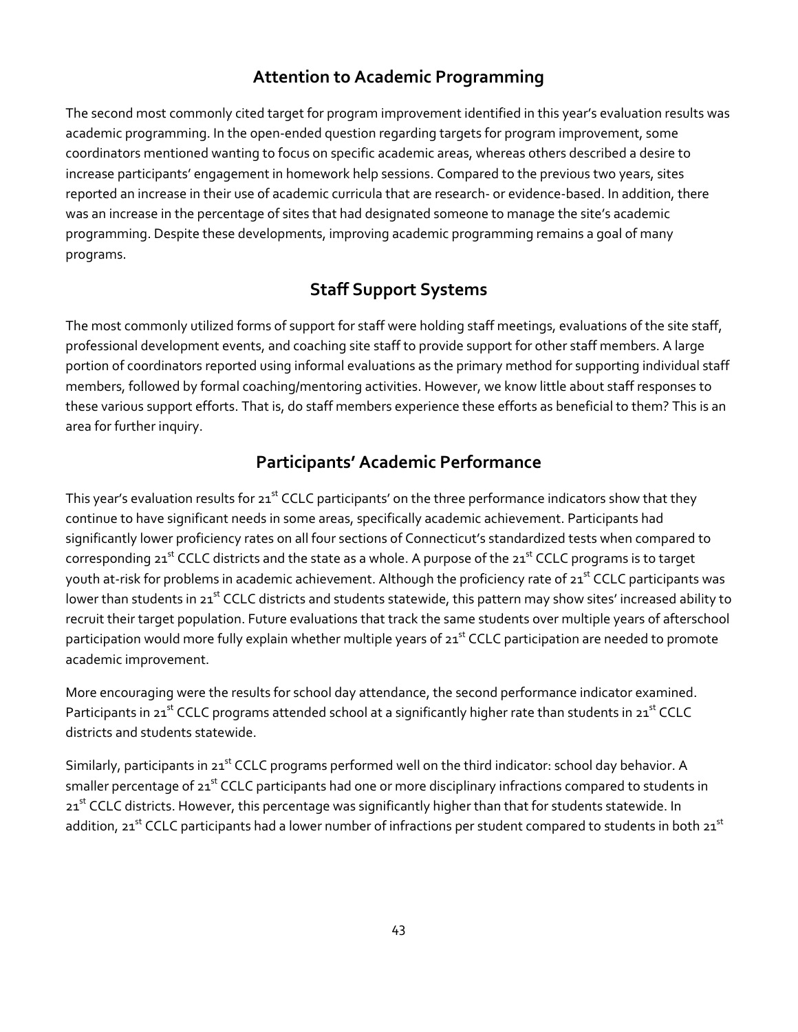## Attention to Academic Programming

The second most commonly cited target for program improvement identified in this year's evaluation results was academic programming. In the open-ended question regarding targets for program improvement, some coordinators mentioned wanting to focus on specific academic areas, whereas others described a desire to increase participants' engagement in homework help sessions. Compared to the previous two years, sites reported an increase in their use of academic curricula that are research- or evidence-based. In addition, there was an increase in the percentage of sites that had designated someone to manage the site's academic programming. Despite these developments, improving academic programming remains a goal of many programs.

## Staff Support Systems

The most commonly utilized forms of support for staff were holding staff meetings, evaluations of the site staff, professional development events, and coaching site staff to provide support for other staff members. A large portion of coordinators reported using informal evaluations as the primary method for supporting individual staff members, followed by formal coaching/mentoring activities. However, we know little about staff responses to these various support efforts. That is, do staff members experience these efforts as beneficial to them? This is an area for further inquiry.

## Participants' Academic Performance

This year's evaluation results for 21st CCLC participants' on the three performance indicators show that they continue to have significant needs in some areas, specifically academic achievement. Participants had significantly lower proficiency rates on all four sections of Connecticut's standardized tests when compared to corresponding 21st CCLC districts and the state as a whole. A purpose of the 21st CCLC programs is to target youth at-risk for problems in academic achievement. Although the proficiency rate of 21st CCLC participants was lower than students in 21st CCLC districts and students statewide, this pattern may show sites' increased ability to recruit their target population. Future evaluations that track the same students over multiple years of afterschool participation would more fully explain whether multiple years of 21st CCLC participation are needed to promote academic improvement.

More encouraging were the results for school day attendance, the second performance indicator examined. Participants in 21st CCLC programs attended school at a significantly higher rate than students in 21st CCLC districts and students statewide.

Similarly, participants in 21st CCLC programs performed well on the third indicator: school day behavior. A smaller percentage of 21st CCLC participants had one or more disciplinary infractions compared to students in 21st CCLC districts. However, this percentage was significantly higher than that for students statewide. In addition, 21st CCLC participants had a lower number of infractions per student compared to students in both 21st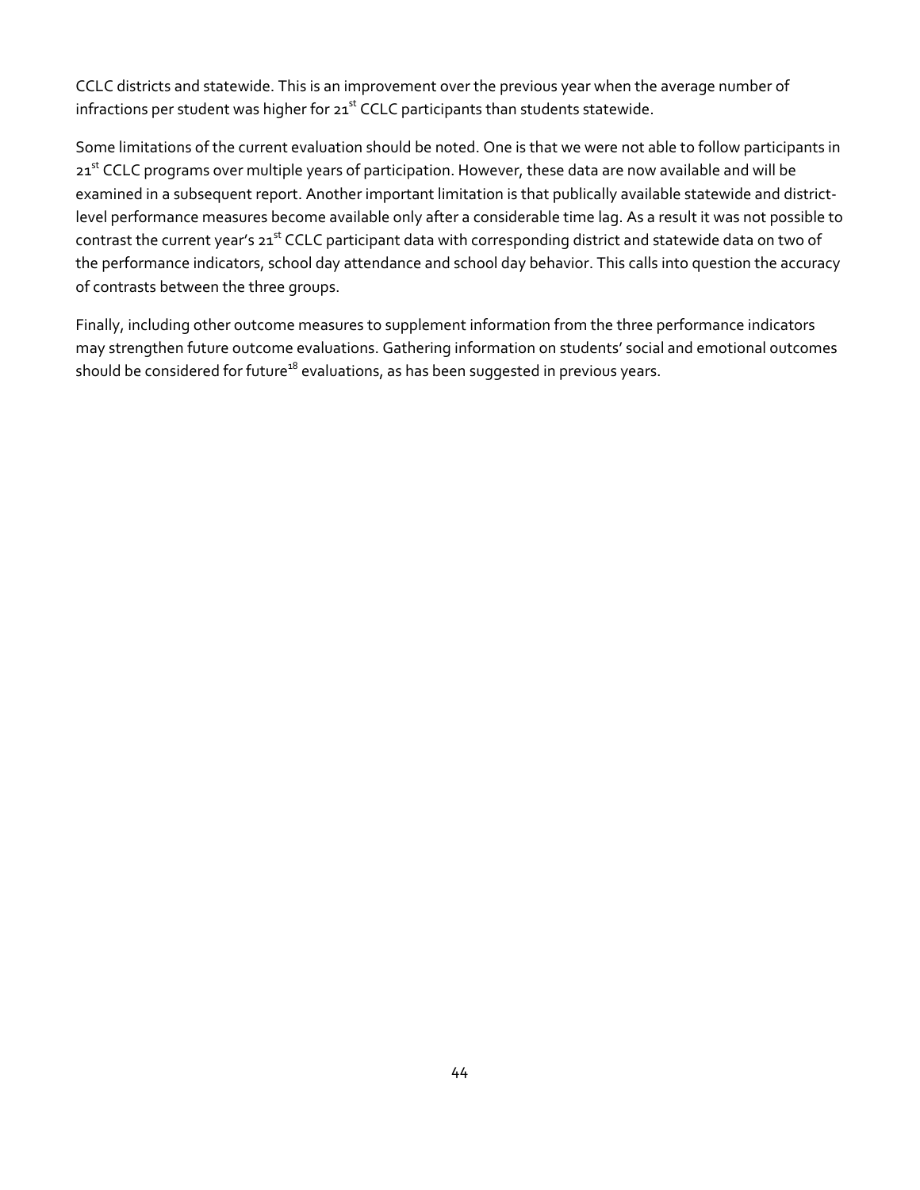CCLC districts and statewide. This is an improvement over the previous year when the average number of infractions per student was higher for 21st CCLC participants than students statewide.

Some limitations of the current evaluation should be noted. One is that we were not able to follow participants in 21st CCLC programs over multiple years of participation. However, these data are now available and will be examined in a subsequent report. Another important limitation is that publically available statewide and district-level performance measures become available only after a considerable time lag. As a result it was not possible to contrast the current year's 21st CCLC participant data with corresponding district and statewide data on two of the performance indicators, school day attendance and school day behavior. This calls into question the accuracy of contrasts between the three groups.

Finally, including other outcome measures to supplement information from the three performance indicators may strengthen future outcome evaluations. Gathering information on students' social and emotional outcomes should be considered for future[18] evaluations, as has been suggested in previous years.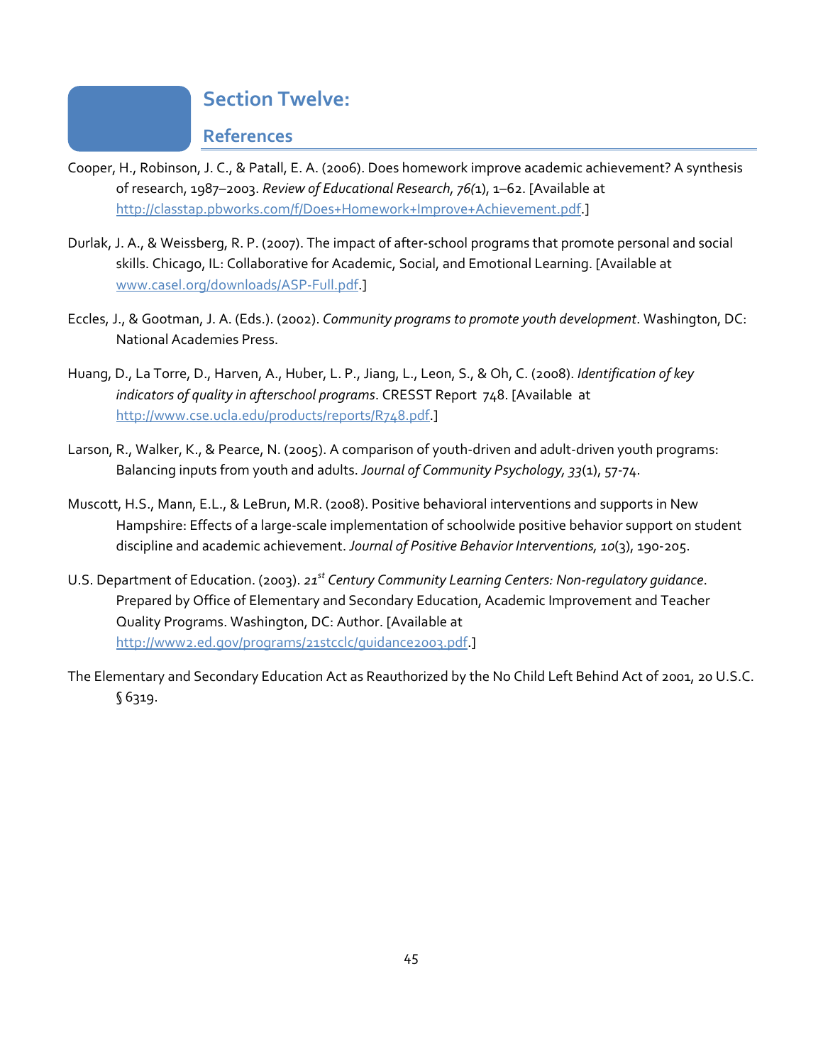# Section Twelve:

## References

Cooper, H., Robinson, J. C., & Patall, E. A. (2006). Does homework improve academic achievement? A synthesis of research, 1987–2003. *Review of Educational Research, 76(*1), 1–62. [Available at http://classtap.pbworks.com/f/Does+Homework+Improve+Achievement.pdf.]

Durlak, J. A., & Weissberg, R. P. (2007). The impact of after-school programs that promote personal and social skills. Chicago, IL: Collaborative for Academic, Social, and Emotional Learning. [Available at www.casel.org/downloads/ASP-Full.pdf.]

Eccles, J., & Gootman, J. A. (Eds.). (2002). *Community programs to promote youth development*. Washington, DC: National Academies Press.

Huang, D., La Torre, D., Harven, A., Huber, L. P., Jiang, L., Leon, S., & Oh, C. (2008). *Identification of key indicators of quality in afterschool programs*. CRESST Report 748. [Available at http://www.cse.ucla.edu/products/reports/R748.pdf.]

Larson, R., Walker, K., & Pearce, N. (2005). A comparison of youth-driven and adult-driven youth programs: Balancing inputs from youth and adults. *Journal of Community Psychology, 33*(1), 57-74.

Muscott, H.S., Mann, E.L., & LeBrun, M.R. (2008). Positive behavioral interventions and supports in New Hampshire: Effects of a large-scale implementation of schoolwide positive behavior support on student discipline and academic achievement. *Journal of Positive Behavior Interventions, 10*(3), 190-205.

U.S. Department of Education. (2003). *21st Century Community Learning Centers: Non-regulatory guidance*. Prepared by Office of Elementary and Secondary Education, Academic Improvement and Teacher Quality Programs. Washington, DC: Author. [Available at http://www2.ed.gov/programs/21stcclc/guidance2003.pdf.]

The Elementary and Secondary Education Act as Reauthorized by the No Child Left Behind Act of 2001, 20 U.S.C. § 6319.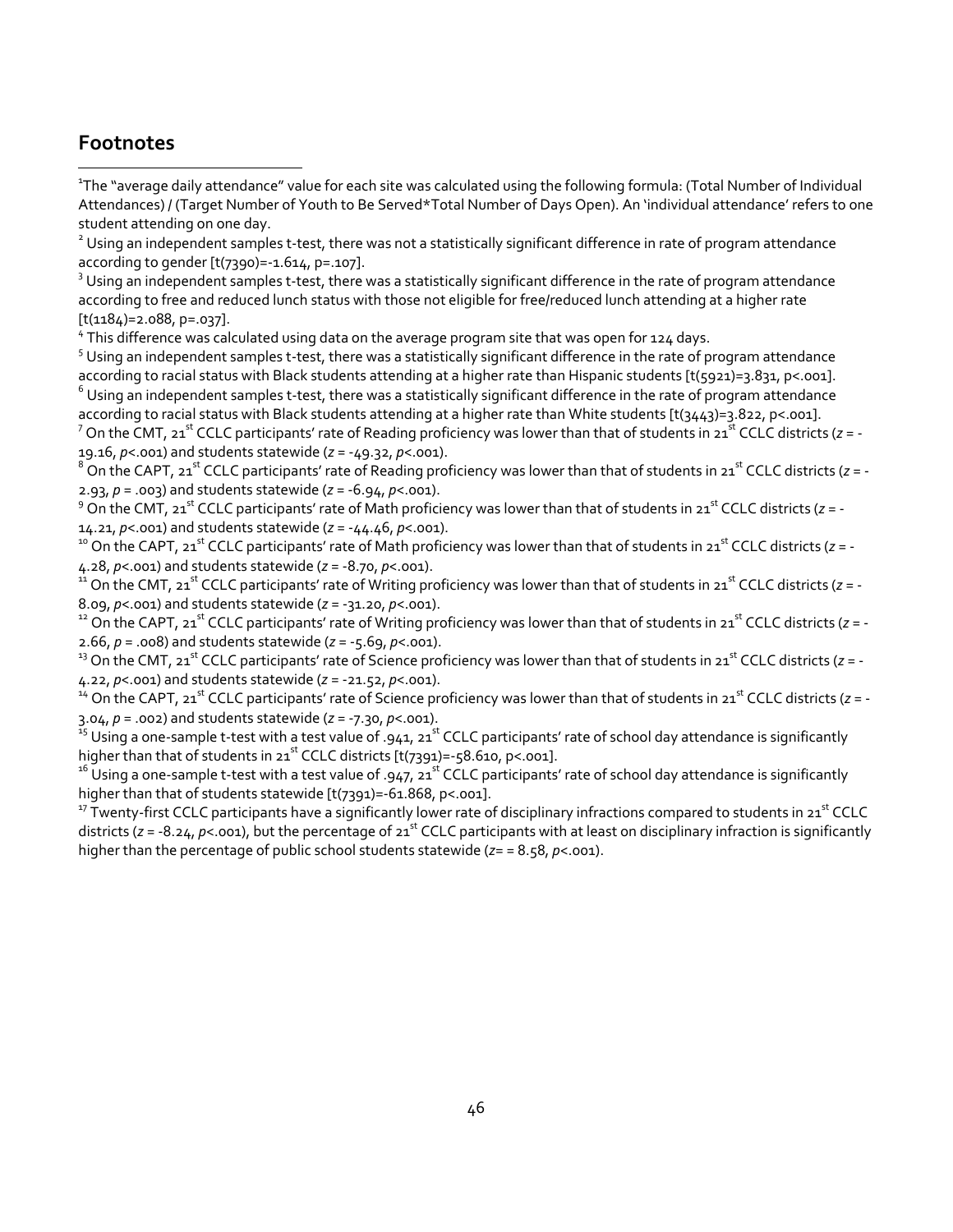## Footnotes

[1]The "average daily attendance" value for each site was calculated using the following formula: (Total Number of Individual Attendances) / (Target Number of Youth to Be Served*Total Number of Days Open). An 'individual attendance' refers to one student attending on one day.

[2] Using an independent samples t-test, there was not a statistically significant difference in rate of program attendance according to gender [$t(7390)=-1.614$, $p=.107$].

[3] Using an independent samples t-test, there was a statistically significant difference in the rate of program attendance according to free and reduced lunch status with those not eligible for free/reduced lunch attending at a higher rate [$t(1184)=2.088$, $p=.037$].

[4] This difference was calculated using data on the average program site that was open for 124 days.

[5] Using an independent samples t-test, there was a statistically significant difference in the rate of program attendance according to racial status with Black students attending at a higher rate than Hispanic students [$t(5921)=3.831$, $p<.001$].

[6] Using an independent samples t-test, there was a statistically significant difference in the rate of program attendance according to racial status with Black students attending at a higher rate than White students [$t(3443)=3.822$, $p<.001$].

[7] On the CMT, 21st CCLC participants' rate of Reading proficiency was lower than that of students in 21st CCLC districts ($z = -19.16$, $p<.001$) and students statewide ($z = -49.32$, $p<.001$).

[8] On the CAPT, 21st CCLC participants' rate of Reading proficiency was lower than that of students in 21st CCLC districts ($z = -2.93$, $p = .003$) and students statewide ($z = -6.94$, $p<.001$).

[9] On the CMT, 21st CCLC participants' rate of Math proficiency was lower than that of students in 21st CCLC districts ($z = -14.21$, $p<.001$) and students statewide ($z = -44.46$, $p<.001$).

[10] On the CAPT, 21st CCLC participants' rate of Math proficiency was lower than that of students in 21st CCLC districts ($z = -4.28$, $p<.001$) and students statewide ($z = -8.70$, $p<.001$).

[11] On the CMT, 21st CCLC participants' rate of Writing proficiency was lower than that of students in 21st CCLC districts ($z = -8.09$, $p<.001$) and students statewide ($z = -31.20$, $p<.001$).

[12] On the CAPT, 21st CCLC participants' rate of Writing proficiency was lower than that of students in 21st CCLC districts ($z = -2.66$, $p = .008$) and students statewide ($z = -5.69$, $p<.001$).

[13] On the CMT, 21st CCLC participants' rate of Science proficiency was lower than that of students in 21st CCLC districts ($z = -4.22$, $p<.001$) and students statewide ($z = -21.52$, $p<.001$).

[14] On the CAPT, 21st CCLC participants' rate of Science proficiency was lower than that of students in 21st CCLC districts ($z = -3.04$, $p = .002$) and students statewide ($z = -7.30$, $p<.001$).

[15] Using a one-sample t-test with a test value of .941, 21st CCLC participants' rate of school day attendance is significantly higher than that of students in 21st CCLC districts [$t(7391)=-58.610$, $p<.001$].

[16] Using a one-sample t-test with a test value of .947, 21st CCLC participants' rate of school day attendance is significantly higher than that of students statewide [$t(7391)=-61.868$, $p<.001$].

[17] Twenty-first CCLC participants have a significantly lower rate of disciplinary infractions compared to students in 21st CCLC districts ($z = -8.24$, $p<.001$), but the percentage of 21st CCLC participants with at least on disciplinary infraction is significantly higher than the percentage of public school students statewide ($z = 8.58$, $p<.001$).